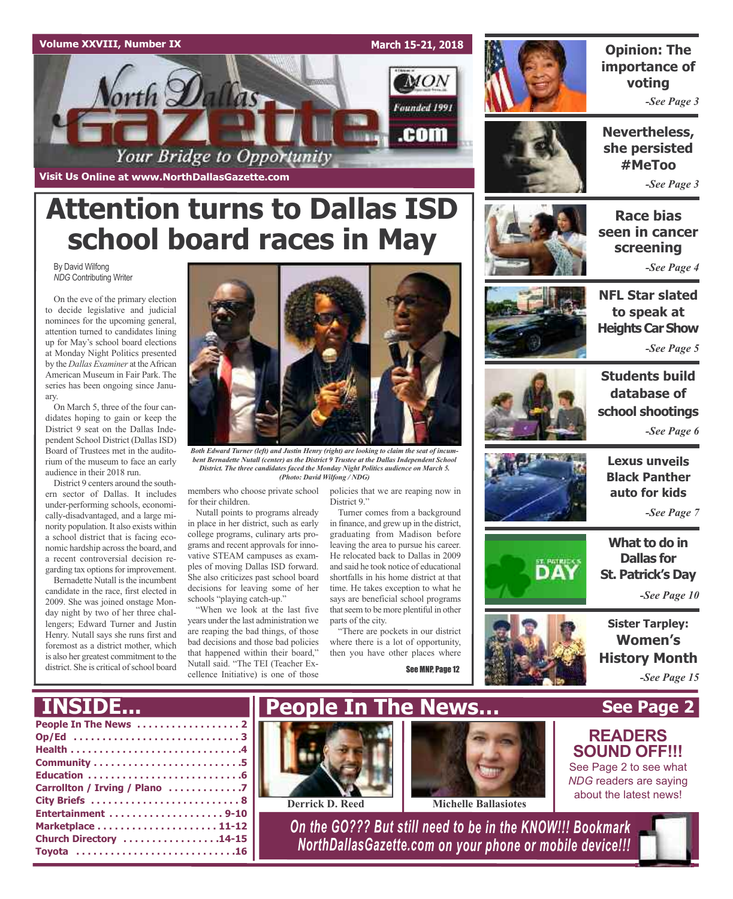Volume XXVIII, Number IX — March 15-21, 2018

# North Dallas Gazette

Your Bridge to Opportunity

Founded 1991

Visit Us Online at www.NorthDallasGazette.com

# Attention turns to Dallas ISD school board races in May

By David Wilfong
*NDG* Contributing Writer

On the eve of the primary election to decide legislative and judicial nominees for the upcoming general, attention turned to candidates lining up for May's school board elections at Monday Night Politics presented by the *Dallas Examiner* at the African American Museum in Fair Park. The series has been ongoing since January.

On March 5, three of the four candidates hoping to gain or keep the District 9 seat on the Dallas Independent School District (Dallas ISD) Board of Trustees met in the auditorium of the museum to face an early audience in their 2018 run.

District 9 centers around the southern sector of Dallas. It includes under-performing schools, economically-disadvantaged, and a large minority population. It also exists within a school district that is facing economic hardship across the board, and a recent controversial decision regarding tax options for improvement.

Bernadette Nutall is the incumbent candidate in the race, first elected in 2009. She was joined onstage Monday night by two of her three challengers; Edward Turner and Justin Henry. Nutall says she runs first and foremost as a district mother, which is also her greatest commitment to the district. She is critical of school board members who choose private school for their children.

*Both Edward Turner (left) and Justin Henry (right) are looking to claim the seat of incumbent Bernadette Nutall (center) as the District 9 Trustee at the Dallas Independent School District. The three candidates faced the Monday Night Politics audience on March 5. (Photo: David Wilfong / NDG)*

Nutall points to programs already in place in her district, such as early college programs, culinary arts programs and recent approvals for innovative STEAM campuses as examples of moving Dallas ISD forward. She also criticizes past school board decisions for leaving some of her schools "playing catch-up."

"When we look at the last five years under the last administration we are reaping the bad things, of those bad decisions and those bad policies that happened within their board," Nutall said. "The TEI (Teacher Excellence Initiative) is one of those policies that we are reaping now in District 9."

Turner comes from a background in finance, and grew up in the district, graduating from Madison before leaving the area to pursue his career. He relocated back to Dallas in 2009 and said he took notice of educational shortfalls in his home district at that time. He takes exception to what he says are beneficial school programs that seem to be more plentiful in other parts of the city.

"There are pockets in our district where there is a lot of opportunity, then you have other places where

See MNP, Page 12

---

**Opinion: The importance of voting** — *See Page 3*

**Nevertheless, she persisted #MeToo** — *See Page 3*

**Race bias seen in cancer screening** — *See Page 4*

**NFL Star slated to speak at Heights Car Show** — *See Page 5*

**Students build database of school shootings** — *See Page 6*

**Lexus unveils Black Panther auto for kids** — *See Page 7*

**What to do in Dallas for St. Patrick's Day** — *See Page 10*

**Sister Tarpley: Women's History Month** — *See Page 15*

---

## INSIDE...

- People In The News ........ 2
- Op/Ed ........ 3
- Health ........ 4
- Community ........ 5
- Education ........ 6
- Carrollton / Irving / Plano ........ 7
- City Briefs ........ 8
- Entertainment ........ 9-10
- Marketplace ........ 11-12
- Church Directory ........ 14-15
- Toyota ........ 16

## People In The News... See Page 2

Derrick D. Reed

Michelle Ballasiotes

**READERS SOUND OFF!!!**

See Page 2 to see what *NDG* readers are saying about the latest news!

*On the GO??? But still need to be in the KNOW!!! Bookmark NorthDallasGazette.com on your phone or mobile device!!!*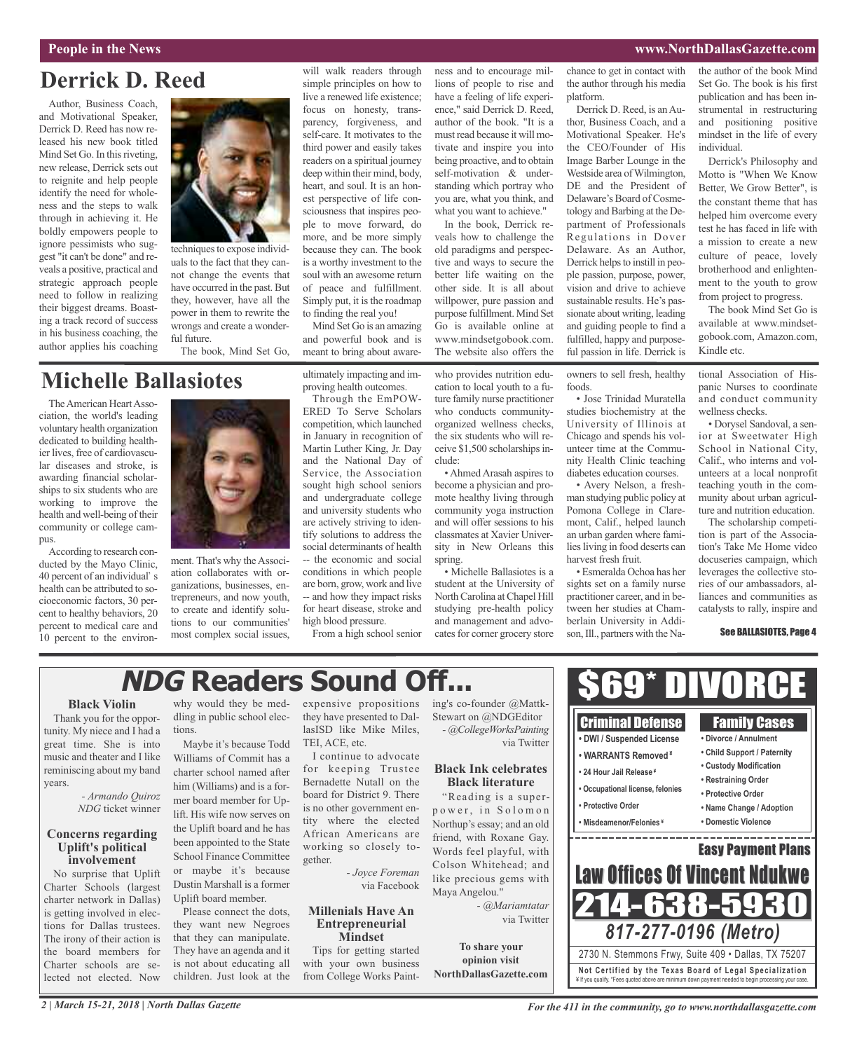# Derrick D. Reed

Author, Business Coach, and Motivational Speaker, Derrick D. Reed has now released his new book titled Mind Set Go. In this riveting, new release, Derrick sets out to reignite and help people identify the need for wholeness and the steps to walk through in achieving it. He boldly empowers people to ignore pessimists who suggest "it can't be done" and reveals a positive, practical and strategic approach people need to follow in realizing their biggest dreams. Boasting a track record of success in his business coaching, the author applies his coaching techniques to expose individuals to the fact that they cannot change the events that have occurred in the past. But they, however, have all the power in them to rewrite the wrongs and create a wonderful future.

The book, Mind Set Go, will walk readers through simple principles on how to live a renewed life existence; focus on honesty, transparency, forgiveness, and self-care. It motivates to the third power and easily takes readers on a spiritual journey deep within their mind, body, heart, and soul. It is an honest perspective of life consciousness that inspires people to move forward, do more, and be more simply because they can. The book is a worthy investment to the soul with an awesome return of peace and fulfillment. Simply put, it is the roadmap to finding the real you!

Mind Set Go is an amazing and powerful book and is meant to bring about awareness and to encourage millions of people to rise and have a feeling of life experience," said Derrick D. Reed, author of the book. "It is a must read because it will motivate and inspire you into being proactive, and to obtain self-motivation & understanding which portray who you are, what you think, and what you want to achieve."

In the book, Derrick reveals how to challenge the old paradigms and perspective and ways to secure the better life waiting on the other side. It is all about willpower, pure passion and purpose fulfillment. Mind Set Go is available online at www.mindsetgobook.com. The website also offers the chance to get in contact with the author through his media platform.

Derrick D. Reed, is an Author, Business Coach, and a Motivational Speaker. He's the CEO/Founder of His Image Barber Lounge in the Westside area of Wilmington, DE and the President of Delaware's Board of Cosmetology and Barbing at the Department of Professionals Regulations in Dover Delaware. As an Author, Derrick helps to instill in people passion, purpose, power, vision and drive to achieve sustainable results. He's passionate about writing, leading and guiding people to find a fulfilled, happy and purposeful passion in life. Derrick is the author of the book Mind Set Go. The book is his first publication and has been instrumental in restructuring and positioning positive mindset in the life of every individual.

Derrick's Philosophy and Motto is "When We Know Better, We Grow Better", is the constant theme that has helped him overcome every test he has faced in life with a mission to create a new culture of peace, lovely brotherhood and enlightenment to the youth to grow from project to progress.

The book Mind Set Go is available at www.mindsetgobook.com, Amazon.com, Kindle etc.

# Michelle Ballasiotes

The American Heart Association, the world's leading voluntary health organization dedicated to building healthier lives, free of cardiovascular diseases and stroke, is awarding financial scholarships to six students who are working to improve the health and well-being of their community or college campus.

According to research conducted by the Mayo Clinic, 40 percent of an individual' s health can be attributed to socioeconomic factors, 30 percent to healthy behaviors, 20 percent to medical care and 10 percent to the environment. That's why the Association collaborates with organizations, businesses, entrepreneurs, and now youth, to create and identify solutions to our communities' most complex social issues, ultimately impacting and improving health outcomes.

Through the EmPOWERED To Serve Scholars competition, which launched in January in recognition of Martin Luther King, Jr. Day and the National Day of Service, the Association sought high school seniors and undergraduate college and university students who are actively striving to identify solutions to address the social determinants of health -- the economic and social conditions in which people are born, grow, work and live -- and how they impact risks for heart disease, stroke and high blood pressure.

From a high school senior who provides nutrition education to local youth to a future family nurse practitioner who conducts community-organized wellness checks, the six students who will receive $1,500 scholarships include:

- Ahmed Arasah aspires to become a physician and promote healthy living through community yoga instruction and will offer sessions to his classmates at Xavier University in New Orleans this spring.
- Michelle Ballasiotes is a student at the University of North Carolina at Chapel Hill studying pre-health policy and management and advocates for corner grocery store owners to sell fresh, healthy foods.
- Jose Trinidad Muratella studies biochemistry at the University of Illinois at Chicago and spends his volunteer time at the Community Health Clinic teaching diabetes education courses.
- Avery Nelson, a freshman studying public policy at Pomona College in Claremont, Calif., helped launch an urban garden where families living in food deserts can harvest fresh fruit.
- Esmeralda Ochoa has her sights set on a family nurse practitioner career, and in between her studies at Chamberlain University in Addison, Ill., partners with the National Association of Hispanic Nurses to coordinate and conduct community wellness checks.
- Dorysel Sandoval, a senior at Sweetwater High School in National City, Calif., who interns and volunteers at a local nonprofit teaching youth in the community about urban agriculture and nutrition education.

The scholarship competition is part of the Association's Take Me Home video docuseries campaign, which leverages the collective stories of our ambassadors, alliances and communities as catalysts to rally, inspire and

See BALLASIOTES, Page 4

# *NDG* Readers Sound Off...

### Black Violin

Thank you for the opportunity. My niece and I had a great time. She is into music and theater and I like reminiscing about my band years.

*- Armando Quiroz NDG ticket winner*

### Concerns regarding Uplift's political involvement

No surprise that Uplift Charter Schools (largest charter network in Dallas) is getting involved in elections for Dallas trustees. The irony of their action is the board members for Charter schools are selected not elected. Now why would they be meddling in public school elections.

Maybe it's because Todd Williams of Commit has a charter school named after him (Williams) and is a former board member for Uplift. His wife now serves on the Uplift board and he has been appointed to the State School Finance Committee or maybe it's because Dustin Marshall is a former Uplift board member.

Please connect the dots, they want new Negroes that they can manipulate. They have an agenda and it is not about educating all children. Just look at the expensive propositions they have presented to DallasISD like Mike Miles, TEI, ACE, etc.

I continue to advocate for keeping Trustee Bernadette Nutall on the board for District 9. There is no other government entity where the elected African Americans are working so closely together.

*- Joyce Foreman* via Facebook

### Millenials Have An Entrepreneurial Mindset

Tips for getting started with your own business from College Works Painting's co-founder @MattkStewart on @NDGEditor

*- @CollegeWorksPainting* via Twitter

### Black Ink celebrates Black literature

"Reading is a superpower, in Solomon Northup's essay; and an old friend, with Roxane Gay. Words feel playful, with Colson Whitehead; and like precious gems with Maya Angelou."

*- @Mariamtatar* via Twitter

**To share your opinion visit NorthDallasGazette.com**

## $69* DIVORCE

**Criminal Defense**
- DWI / Suspended License
- WARRANTS Removed ¥
- 24 Hour Jail Release ¥
- Occupational license, felonies
- Protective Order
- Misdeamenor/Felonies ¥

**Family Cases**
- Divorce / Annulment
- Child Support / Paternity
- Custody Modification
- Restraining Order
- Protective Order
- Name Change / Adoption
- Domestic Violence

**Easy Payment Plans**

**Law Offices Of Vincent Ndukwe**

**214-638-5930**

*817-277-0196 (Metro)*

2730 N. Stemmons Frwy, Suite 409 • Dallas, TX 75207

**Not Certified by the Texas Board of Legal Specialization**

¥ If you qualify. *Fees quoted above are minimum down payment needed to begin processing your case.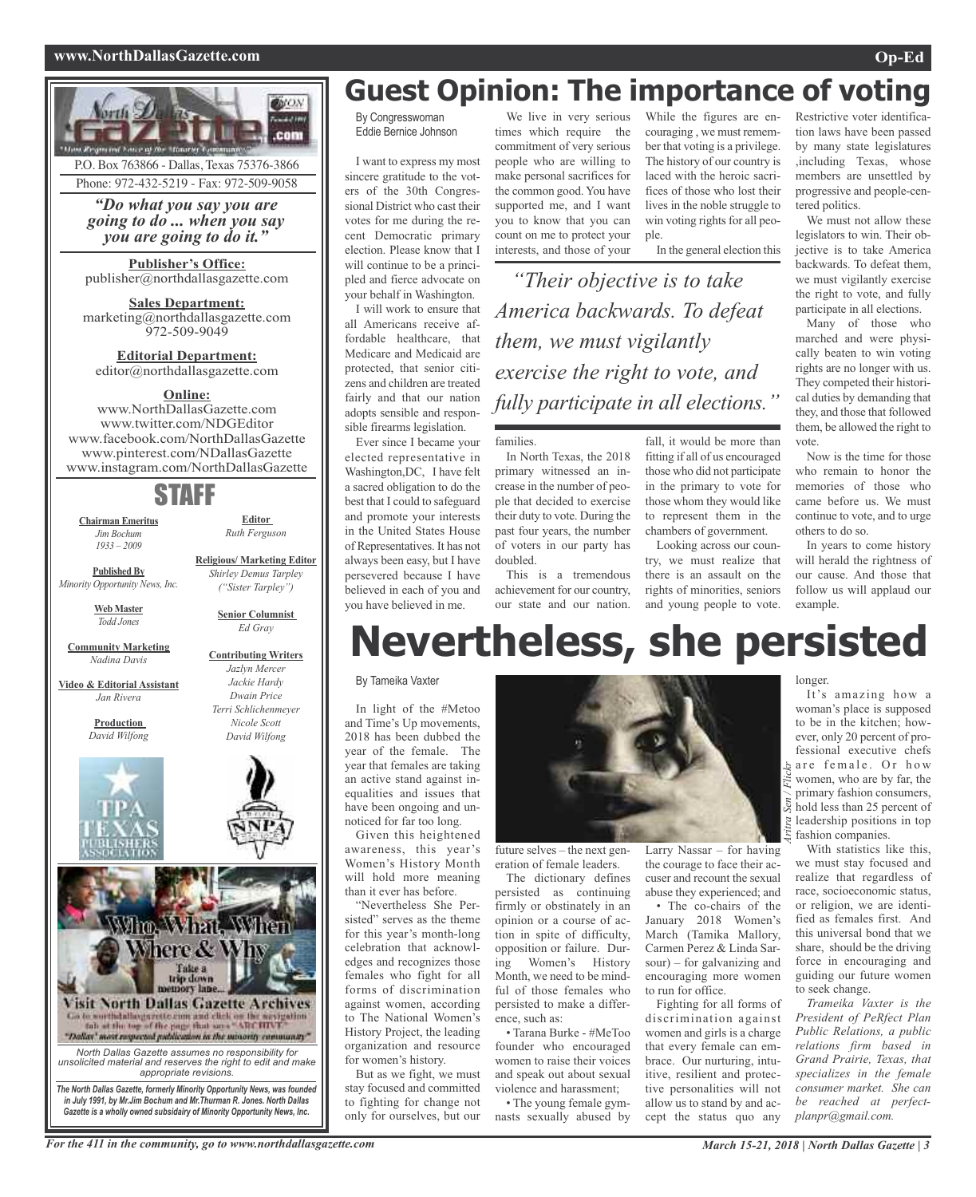P.O. Box 763866 - Dallas, Texas 75376-3866
Phone: 972-432-5219 - Fax: 972-509-9058

*"Do what you say you are going to do ... when you say you are going to do it."*

**Publisher's Office:**
publisher@northdallasgazette.com

**Sales Department:**
marketing@northdallasgazette.com
972-509-9049

**Editorial Department:**
editor@northdallasgazette.com

**Online:**
www.NorthDallasGazette.com
www.twitter.com/NDGEditor
www.facebook.com/NorthDallasGazette
www.pinterest.com/NDallasGazette
www.instagram.com/NorthDallasGazette

## STAFF

**Chairman Emeritus**
*Jim Bochum*
*1933 – 2009*

**Published By**
*Minority Opportunity News, Inc.*

**Web Master**
*Todd Jones*

**Community Marketing**
*Nadina Davis*

**Video & Editorial Assistant**
*Jan Rivera*

**Production**
*David Wilfong*

**Editor**
*Ruth Ferguson*

**Religious/ Marketing Editor**
*Shirley Demus Tarpley ("Sister Tarpley")*

**Senior Columnist**
*Ed Gray*

**Contributing Writers**
*Jazlyn Mercer*
*Jackie Hardy*
*Dwain Price*
*Terri Schlichenmeyer*
*Nicole Scott*
*David Wilfong*

Who, What, When Where & Why
Take a trip down memory lane...
Visit North Dallas Gazette Archives
Go to northdallasgazette.com and click on the navigation tab at the top of the page that says "ARCHIVE"
"Dallas' most respected publication in the minority community"

*North Dallas Gazette assumes no responsibility for unsolicited material and reserves the right to edit and make appropriate revisions.*

***The North Dallas Gazette, formerly Minority Opportunity News, was founded in July 1991, by Mr.Jim Bochum and Mr.Thurman R. Jones. North Dallas Gazette is a wholly owned subsidairy of Minority Opportunity News, Inc.***

# Guest Opinion: The importance of voting

By Congresswoman Eddie Bernice Johnson

I want to express my most sincere gratitude to the voters of the 30th Congressional District who cast their votes for me during the recent Democratic primary election. Please know that I will continue to be a principled and fierce advocate on your behalf in Washington.

I will work to ensure that all Americans receive affordable healthcare, that Medicare and Medicaid are protected, that senior citizens and children are treated fairly and that our nation adopts sensible and responsible firearms legislation.

Ever since I became your elected representative in Washington,DC, I have felt a sacred obligation to do the best that I could to safeguard and promote your interests in the United States House of Representatives. It has not always been easy, but I have persevered because I have believed in each of you and you have believed in me.

We live in very serious times which require the commitment of very serious people who are willing to make personal sacrifices for the common good. You have supported me, and I want you to know that you can count on me to protect your interests, and those of your families.

In North Texas, the 2018 primary witnessed an increase in the number of people that decided to exercise their duty to vote. During the past four years, the number of voters in our party has doubled.

This is a tremendous achievement for our country, our state and our nation. While the figures are encouraging , we must remember that voting is a privilege. The history of our country is laced with the heroic sacrifices of those who lost their lives in the noble struggle to win voting rights for all people.

In the general election this fall, it would be more than fitting if all of us encouraged those who did not participate in the primary to vote for those whom they would like to represent them in the chambers of government.

*"Their objective is to take America backwards. To defeat them, we must vigilantly exercise the right to vote, and fully participate in all elections."*

Looking across our country, we must realize that there is an assault on the rights of minorities, seniors and young people to vote. Restrictive voter identification laws have been passed by many state legislatures ,including Texas, whose members are unsettled by progressive and people-centered politics.

We must not allow these legislators to win. Their objective is to take America backwards. To defeat them, we must vigilantly exercise the right to vote, and fully participate in all elections.

Many of those who marched and were physically beaten to win voting rights are no longer with us. They competed their historical duties by demanding that they, and those that followed them, be allowed the right to vote.

Now is the time for those who remain to honor the memories of those who came before us. We must continue to vote, and to urge others to do so.

In years to come history will herald the rightness of our cause. And those that follow us will applaud our example.

# Nevertheless, she persisted

By Tameika Vaxter

In light of the #Metoo and Time's Up movements, 2018 has been dubbed the year of the female. The year that females are taking an active stand against inequalities and issues that have been ongoing and unnoticed for far too long.

Given this heightened awareness, this year's Women's History Month will hold more meaning than it ever has before.

"Nevertheless She Persisted" serves as the theme for this year's month-long celebration that acknowledges and recognizes those females who fight for all forms of discrimination against women, according to The National Women's History Project, the leading organization and resource for women's history.

But as we fight, we must stay focused and committed to fighting for change not only for ourselves, but our future selves – the next generation of female leaders.

The dictionary defines persisted as continuing firmly or obstinately in an opinion or a course of action in spite of difficulty, opposition or failure. During Women's History Month, we need to be mindful of those females who persisted to make a difference, such as:

- Tarana Burke - #MeToo founder who encouraged women to raise their voices and speak out about sexual violence and harassment;
- The young female gymnasts sexually abused by Larry Nassar – for having the courage to face their accuser and recount the sexual abuse they experienced; and
- The co-chairs of the January 2018 Women's March (Tamika Mallory, Carmen Perez & Linda Sarsour) – for galvanizing and encouraging more women to run for office.

Aritra Sen / Flickr

Fighting for all forms of discrimination against women and girls is a charge that every female can embrace. Our nurturing, intuitive, resilient and protective personalities will not allow us to stand by and accept the status quo any longer.

It's amazing how a woman's place is supposed to be in the kitchen; however, only 20 percent of professional executive chefs are female. Or how women, who are by far, the primary fashion consumers, hold less than 25 percent of leadership positions in top fashion companies.

With statistics like this, we must stay focused and realize that regardless of race, socioeconomic status, or religion, we are identified as females first. And this universal bond that we share, should be the driving force in encouraging and guiding our future women to seek change.

*Trameika Vaxter is the President of PeRfect Plan Public Relations, a public relations firm based in Grand Prairie, Texas, that specializes in the female consumer market. She can be reached at perfectplanpr@gmail.com.*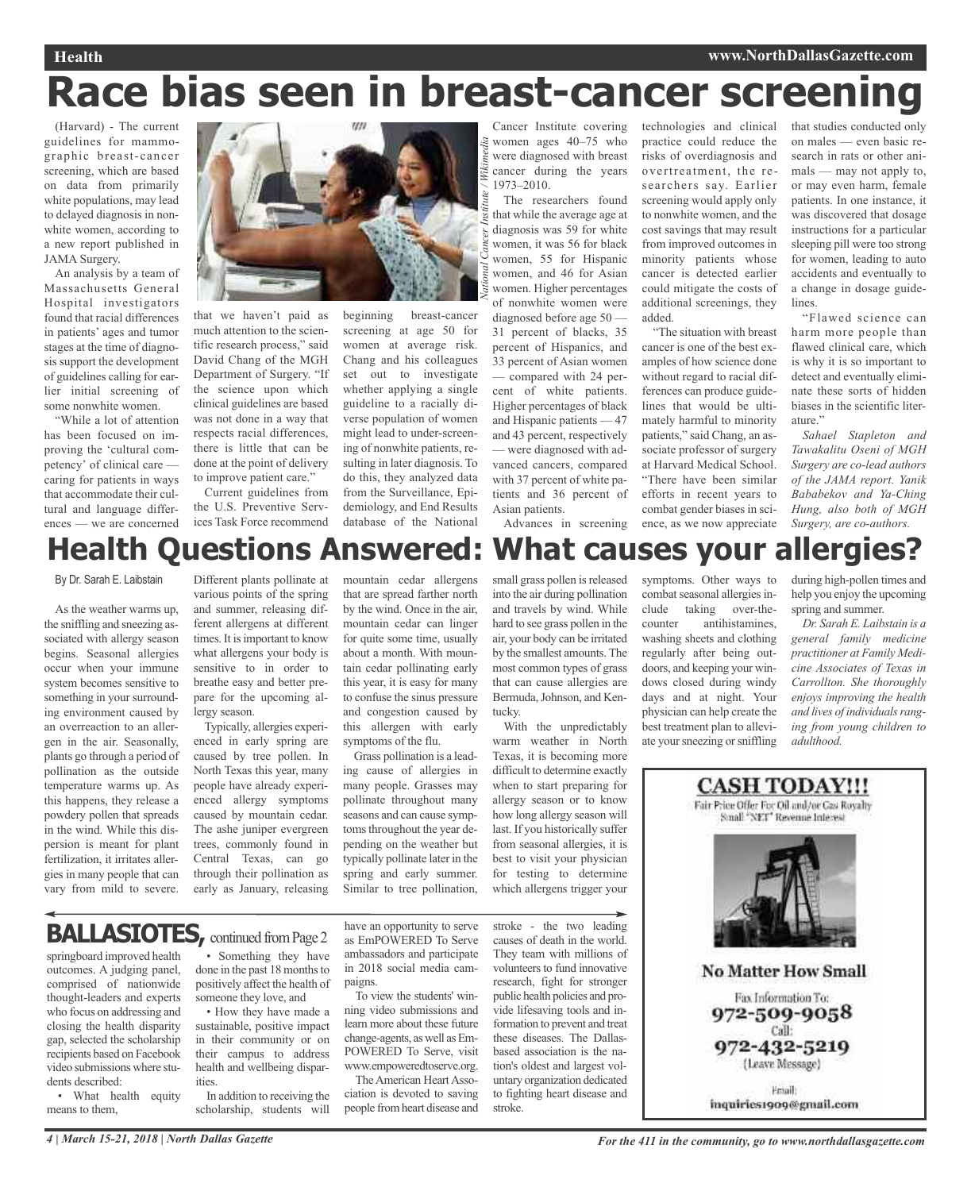# Race bias seen in breast-cancer screening

(Harvard) - The current guidelines for mammographic breast-cancer screening, which are based on data from primarily white populations, may lead to delayed diagnosis in nonwhite women, according to a new report published in JAMA Surgery.

An analysis by a team of Massachusetts General Hospital investigators found that racial differences in patients' ages and tumor stages at the time of diagnosis support the development of guidelines calling for earlier initial screening of some nonwhite women.

"While a lot of attention has been focused on improving the 'cultural competency' of clinical care — caring for patients in ways that accommodate their cultural and language differences — we are concerned that we haven't paid as much attention to the scientific research process," said David Chang of the MGH Department of Surgery. "If the science upon which clinical guidelines are based was not done in a way that respects racial differences, there is little that can be done at the point of delivery to improve patient care."

Current guidelines from the U.S. Preventive Services Task Force recommend beginning breast-cancer screening at age 50 for women at average risk. Chang and his colleagues set out to investigate whether applying a single guideline to a racially diverse population of women might lead to under-screening of nonwhite patients, resulting in later diagnosis. To do this, they analyzed data from the Surveillance, Epidemiology, and End Results database of the National Cancer Institute covering women ages 40–75 who were diagnosed with breast cancer during the years 1973–2010.

*National Cancer Institute / Wikimedia*

The researchers found that while the average age at diagnosis was 59 for white women, it was 56 for black women, 55 for Hispanic women, and 46 for Asian women. Higher percentages of nonwhite women were diagnosed before age 50 — 31 percent of blacks, 35 percent of Hispanics, and 33 percent of Asian women — compared with 24 percent of white patients. Higher percentages of black and Hispanic patients — 47 and 43 percent, respectively — were diagnosed with advanced cancers, compared with 37 percent of white patients and 36 percent of Asian patients.

Advances in screening technologies and clinical practice could reduce the risks of overdiagnosis and overtreatment, the researchers say. Earlier screening would apply only to nonwhite women, and the cost savings that may result from improved outcomes in minority patients whose cancer is detected earlier could mitigate the costs of additional screenings, they added.

"The situation with breast cancer is one of the best examples of how science done without regard to racial differences can produce guidelines that would be ultimately harmful to minority patients," said Chang, an associate professor of surgery at Harvard Medical School. "There have been similar efforts in recent years to combat gender biases in science, as we now appreciate that studies conducted only on males — even basic research in rats or other animals — may not apply to, or may even harm, female patients. In one instance, it was discovered that dosage instructions for a particular sleeping pill were too strong for women, leading to auto accidents and eventually to a change in dosage guidelines.

"Flawed science can harm more people than flawed clinical care, which is why it is so important to detect and eventually eliminate these sorts of hidden biases in the scientific literature."

*Sahael Stapleton and Tawakalitu Oseni of MGH Surgery are co-lead authors of the JAMA report. Yanik Bababekov and Ya-Ching Hung, also both of MGH Surgery, are co-authors.*

# Health Questions Answered: What causes your allergies?

By Dr. Sarah E. Laibstain

As the weather warms up, the sniffling and sneezing associated with allergy season begins. Seasonal allergies occur when your immune system becomes sensitive to something in your surrounding environment caused by an overreaction to an allergen in the air. Seasonally, plants go through a period of pollination as the outside temperature warms up. As this happens, they release a powdery pollen that spreads in the wind. While this dispersion is meant for plant fertilization, it irritates allergies in many people that can vary from mild to severe. Different plants pollinate at various points of the spring and summer, releasing different allergens at different times. It is important to know what allergens your body is sensitive to in order to breathe easy and better prepare for the upcoming allergy season.

Typically, allergies experienced in early spring are caused by tree pollen. In North Texas this year, many people have already experienced allergy symptoms caused by mountain cedar. The ashe juniper evergreen trees, commonly found in Central Texas, can go through their pollination as early as January, releasing mountain cedar allergens that are spread farther north by the wind. Once in the air, mountain cedar can linger for quite some time, usually about a month. With mountain cedar pollinating early this year, it is easy for many to confuse the sinus pressure and congestion caused by this allergen with early symptoms of the flu.

Grass pollination is a leading cause of allergies in many people. Grasses may pollinate throughout many seasons and can cause symptoms throughout the year depending on the weather but typically pollinate later in the spring and early summer. Similar to tree pollination, small grass pollen is released into the air during pollination and travels by wind. While hard to see grass pollen in the air, your body can be irritated by the smallest amounts. The most common types of grass that can cause allergies are Bermuda, Johnson, and Kentucky.

With the unpredictably warm weather in North Texas, it is becoming more difficult to determine exactly when to start preparing for allergy season or to know how long allergy season will last. If you historically suffer from seasonal allergies, it is best to visit your physician for testing to determine which allergens trigger your symptoms. Other ways to combat seasonal allergies include taking over-the-counter antihistamines, washing sheets and clothing regularly after being outdoors, and keeping your windows closed during windy days and at night. Your physician can help create the best treatment plan to alleviate your sneezing or sniffling during high-pollen times and help you enjoy the upcoming spring and summer.

*Dr. Sarah E. Laibstain is a general family medicine practitioner at Family Medicine Associates of Texas in Carrollton. She thoroughly enjoys improving the health and lives of individuals ranging from young children to adulthood.*

**CASH TODAY!!!**

Fair Price Offer For Oil and/or Gas Royalty Small "NET" Revenue Interest

**No Matter How Small**

Fax Information To:
972-509-9058
Call:
972-432-5219
(Leave Message)

Email:
inquiries1909@gmail.com

## BALLASIOTES, continued from Page 2

springboard improved health outcomes. A judging panel, comprised of nationwide thought-leaders and experts who focus on addressing and closing the health disparity gap, selected the scholarship recipients based on Facebook video submissions where students described:

- What health equity means to them,
- Something they have done in the past 18 months to positively affect the health of someone they love, and
- How they have made a sustainable, positive impact in their community or on their campus to address health and wellbeing disparities.

In addition to receiving the scholarship, students will have an opportunity to serve as EmPOWERED To Serve ambassadors and participate in 2018 social media campaigns.

To view the students' winning video submissions and learn more about these future change-agents, as well as EmPOWERED To Serve, visit www.empoweredtoserve.org.

The American Heart Association is devoted to saving people from heart disease and stroke - the two leading causes of death in the world. They team with millions of volunteers to fund innovative research, fight for stronger public health policies and provide lifesaving tools and information to prevent and treat these diseases. The Dallas-based association is the nation's oldest and largest voluntary organization dedicated to fighting heart disease and stroke.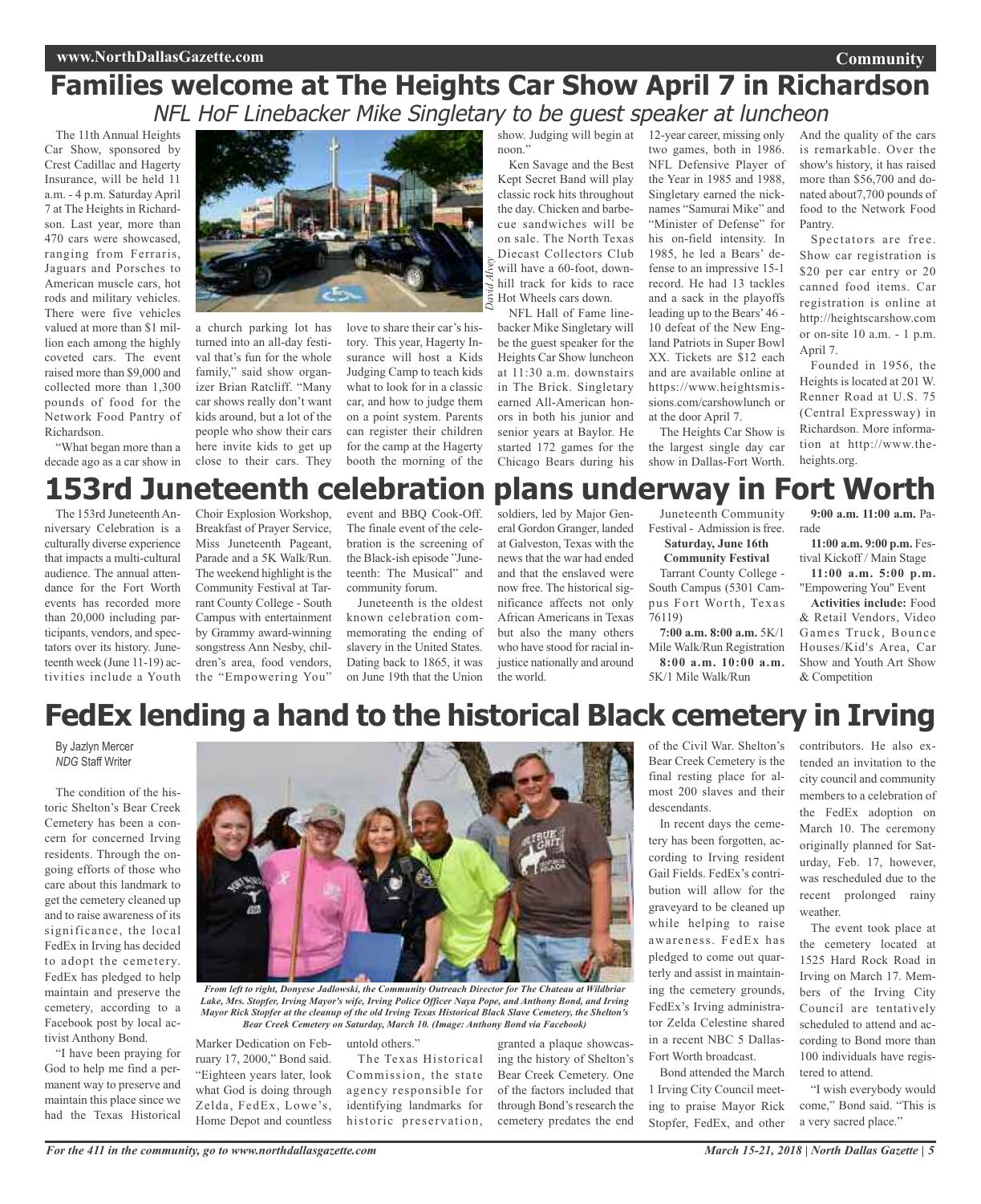# Families welcome at The Heights Car Show April 7 in Richardson

## NFL HoF Linebacker Mike Singletary to be guest speaker at luncheon

The 11th Annual Heights Car Show, sponsored by Crest Cadillac and Hagerty Insurance, will be held 11 a.m. - 4 p.m. Saturday April 7 at The Heights in Richardson. Last year, more than 470 cars were showcased, ranging from Ferraris, Jaguars and Porsches to American muscle cars, hot rods and military vehicles. There were five vehicles valued at more than $1 million each among the highly coveted cars. The event raised more than $9,000 and collected more than 1,300 pounds of food for the Network Food Pantry of Richardson.

"What began more than a decade ago as a car show in a church parking lot has turned into an all-day festival that's fun for the whole family," said show organizer Brian Ratcliff. "Many car shows really don't want kids around, but a lot of the people who show their cars here invite kids to get up close to their cars. They love to share their car's history. This year, Hagerty Insurance will host a Kids Judging Camp to teach kids what to look for in a classic car, and how to judge them on a point system. Parents can register their children for the camp at the Hagerty booth the morning of the show. Judging will begin at noon."

Ken Savage and the Best Kept Secret Band will play classic rock hits throughout the day. Chicken and barbecue sandwiches will be on sale. The North Texas Diecast Collectors Club will have a 60-foot, downhill track for kids to race Hot Wheels cars down.

NFL Hall of Fame linebacker Mike Singletary will be the guest speaker for the Heights Car Show luncheon at 11:30 a.m. downstairs in The Brick. Singletary earned All-American honors in both his junior and senior years at Baylor. He started 172 games for the Chicago Bears during his 12-year career, missing only two games, both in 1986. NFL Defensive Player of the Year in 1985 and 1988, Singletary earned the nicknames "Samurai Mike" and "Minister of Defense" for his on-field intensity. In 1985, he led a Bears' defense to an impressive 15-1 record. He had 13 tackles and a sack in the playoffs leading up to the Bears' 46 - 10 defeat of the New England Patriots in Super Bowl XX. Tickets are $12 each and are available online at https://www.heightsmissions.com/carshowlunch or at the door April 7.

The Heights Car Show is the largest single day car show in Dallas-Fort Worth. And the quality of the cars is remarkable. Over the show's history, it has raised more than $56,700 and donated about7,700 pounds of food to the Network Food Pantry.

Spectators are free. Show car registration is $20 per car entry or 20 canned food items. Car registration is online at http://heightscarshow.com or on-site 10 a.m. - 1 p.m. April 7.

Founded in 1956, the Heights is located at 201 W. Renner Road at U.S. 75 (Central Expressway) in Richardson. More information at http://www.theheights.org.

# 153rd Juneteenth celebration plans underway in Fort Worth

The 153rd Juneteenth Anniversary Celebration is a culturally diverse experience that impacts a multi-cultural audience. The annual attendance for the Fort Worth events has recorded more than 20,000 including participants, vendors, and spectators over its history. Juneteenth week (June 11-19) activities include a Youth Choir Explosion Workshop, Breakfast of Prayer Service, Miss Juneteenth Pageant, Parade and a 5K Walk/Run. The weekend highlight is the Community Festival at Tarrant County College - South Campus with entertainment by Grammy award-winning songstress Ann Nesby, children's area, food vendors, the "Empowering You" event and BBQ Cook-Off. The finale event of the celebration is the screening of the Black-ish episode "Juneteenth: The Musical" and community forum.

Juneteenth is the oldest known celebration commemorating the ending of slavery in the United States. Dating back to 1865, it was on June 19th that the Union soldiers, led by Major General Gordon Granger, landed at Galveston, Texas with the news that the war had ended and that the enslaved were now free. The historical significance affects not only African Americans in Texas but also the many others who have stood for racial injustice nationally and around the world.

Juneteenth Community Festival - Admission is free.

**Saturday, June 16th**
**Community Festival**

Tarrant County College - South Campus (5301 Campus Fort Worth, Texas 76119)

**7:00 a.m. 8:00 a.m.** 5K/1 Mile Walk/Run Registration

**8:00 a.m. 10:00 a.m.** 5K/1 Mile Walk/Run

**9:00 a.m. 11:00 a.m.** Parade

**11:00 a.m. 9:00 p.m.** Festival Kickoff / Main Stage

**11:00 a.m. 5:00 p.m.** "Empowering You" Event

**Activities include:** Food & Retail Vendors, Video Games Truck, Bounce Houses/Kid's Area, Car Show and Youth Art Show & Competition

# FedEx lending a hand to the historical Black cemetery in Irving

By Jazlyn Mercer
*NDG* Staff Writer

*From left to right, Donyese Jadlowski, the Community Outreach Director for The Chateau at Wildbriar Lake, Mrs. Stopfer, Irving Mayor's wife, Irving Police Officer Naya Pope, and Anthony Bond, and Irving Mayor Rick Stopfer at the cleanup of the old Irving Texas Historical Black Slave Cemetery, the Shelton's Bear Creek Cemetery on Saturday, March 10. (Image: Anthony Bond via Facebook)*

The condition of the historic Shelton's Bear Creek Cemetery has been a concern for concerned Irving residents. Through the ongoing efforts of those who care about this landmark to get the cemetery cleaned up and to raise awareness of its significance, the local FedEx in Irving has decided to adopt the cemetery. FedEx has pledged to help maintain and preserve the cemetery, according to a Facebook post by local activist Anthony Bond.

"I have been praying for God to help me find a permanent way to preserve and maintain this place since we had the Texas Historical Marker Dedication on February 17, 2000," Bond said. "Eighteen years later, look what God is doing through Zelda, FedEx, Lowe's, Home Depot and countless untold others."

The Texas Historical Commission, the state agency responsible for identifying landmarks for historic preservation, granted a plaque showcasing the history of Shelton's Bear Creek Cemetery. One of the factors included that through Bond's research the cemetery predates the end of the Civil War. Shelton's Bear Creek Cemetery is the final resting place for almost 200 slaves and their descendants.

In recent days the cemetery has been forgotten, according to Irving resident Gail Fields. FedEx's contribution will allow for the graveyard to be cleaned up while helping to raise awareness. FedEx has pledged to come out quarterly and assist in maintaining the cemetery grounds, FedEx's Irving administrator Zelda Celestine shared in a recent NBC 5 Dallas-Fort Worth broadcast.

Bond attended the March 1 Irving City Council meeting to praise Mayor Rick Stopfer, FedEx, and other contributors. He also extended an invitation to the city council and community members to a celebration of the FedEx adoption on March 10. The ceremony originally planned for Saturday, Feb. 17, however, was rescheduled due to the recent prolonged rainy weather.

The event took place at the cemetery located at 1525 Hard Rock Road in Irving on March 17. Members of the Irving City Council are tentatively scheduled to attend and according to Bond more than 100 individuals have registered to attend.

"I wish everybody would come," Bond said. "This is a very sacred place."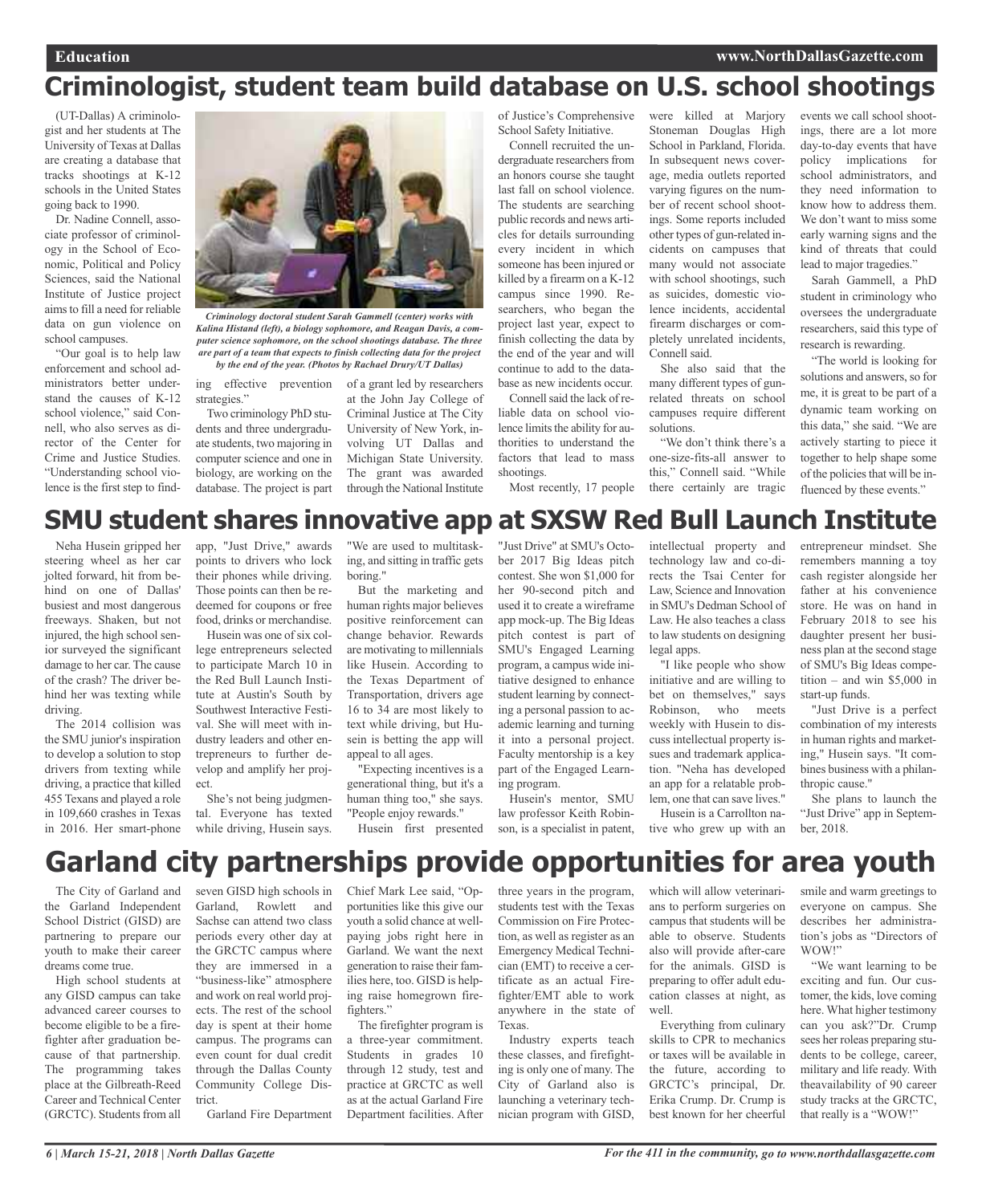# Criminologist, student team build database on U.S. school shootings

(UT-Dallas) A criminologist and her students at The University of Texas at Dallas are creating a database that tracks shootings at K-12 schools in the United States going back to 1990.

Dr. Nadine Connell, associate professor of criminology in the School of Economic, Political and Policy Sciences, said the National Institute of Justice project aims to fill a need for reliable data on gun violence on school campuses.

"Our goal is to help law enforcement and school administrators better understand the causes of K-12 school violence," said Connell, who also serves as director of the Center for Crime and Justice Studies. "Understanding school violence is the first step to finding effective prevention strategies."

*Criminology doctoral student Sarah Gammell (center) works with Kalina Histand (left), a biology sophomore, and Reagan Davis, a computer science sophomore, on the school shootings database. The three are part of a team that expects to finish collecting data for the project by the end of the year. (Photos by Rachael Drury/UT Dallas)*

Two criminology PhD students and three undergraduate students, two majoring in computer science and one in biology, are working on the database. The project is part of a grant led by researchers at the John Jay College of Criminal Justice at The City University of New York, involving UT Dallas and Michigan State University. The grant was awarded through the National Institute of Justice's Comprehensive School Safety Initiative.

Connell recruited the undergraduate researchers from an honors course she taught last fall on school violence. The students are searching public records and news articles for details surrounding every incident in which someone has been injured or killed by a firearm on a K-12 campus since 1990. Researchers, who began the project last year, expect to finish collecting the data by the end of the year and will continue to add to the database as new incidents occur.

Connell said the lack of reliable data on school violence limits the ability for authorities to understand the factors that lead to mass shootings.

Most recently, 17 people were killed at Marjory Stoneman Douglas High School in Parkland, Florida. In subsequent news coverage, media outlets reported varying figures on the number of recent school shootings. Some reports included other types of gun-related incidents on campuses that many would not associate with school shootings, such as suicides, domestic violence incidents, accidental firearm discharges or completely unrelated incidents, Connell said.

She also said that the many different types of gun-related threats on school campuses require different solutions.

"We don't think there's a one-size-fits-all answer to this," Connell said. "While there certainly are tragic events we call school shootings, there are a lot more day-to-day events that have policy implications for school administrators, and they need information to know how to address them. We don't want to miss some early warning signs and the kind of threats that could lead to major tragedies."

Sarah Gammell, a PhD student in criminology who oversees the undergraduate researchers, said this type of research is rewarding.

"The world is looking for solutions and answers, so for me, it is great to be part of a dynamic team working on this data," she said. "We are actively starting to piece it together to help shape some of the policies that will be influenced by these events."

# SMU student shares innovative app at SXSW Red Bull Launch Institute

Neha Husein gripped her steering wheel as her car jolted forward, hit from behind on one of Dallas' busiest and most dangerous freeways. Shaken, but not injured, the high school senior surveyed the significant damage to her car. The cause of the crash? The driver behind her was texting while driving.

The 2014 collision was the SMU junior's inspiration to develop a solution to stop drivers from texting while driving, a practice that killed 455 Texans and played a role in 109,660 crashes in Texas in 2016. Her smart-phone app, "Just Drive," awards points to drivers who lock their phones while driving. Those points can then be redeemed for coupons or free food, drinks or merchandise.

Husein was one of six college entrepreneurs selected to participate March 10 in the Red Bull Launch Institute at Austin's South by Southwest Interactive Festival. She will meet with industry leaders and other entrepreneurs to further develop and amplify her project.

She's not being judgmental. Everyone has texted while driving, Husein says. "We are used to multitasking, and sitting in traffic gets boring."

But the marketing and human rights major believes positive reinforcement can change behavior. Rewards are motivating to millennials like Husein. According to the Texas Department of Transportation, drivers age 16 to 34 are most likely to text while driving, but Husein is betting the app will appeal to all ages.

"Expecting incentives is a generational thing, but it's a human thing too," she says. "People enjoy rewards."

Husein first presented "Just Drive" at SMU's October 2017 Big Ideas pitch contest. She won $1,000 for her 90-second pitch and used it to create a wireframe app mock-up. The Big Ideas pitch contest is part of SMU's Engaged Learning program, a campus wide initiative designed to enhance student learning by connecting a personal passion to academic learning and turning it into a personal project. Faculty mentorship is a key part of the Engaged Learning program.

Husein's mentor, SMU law professor Keith Robinson, is a specialist in patent, intellectual property and technology law and co-directs the Tsai Center for Law, Science and Innovation in SMU's Dedman School of Law. He also teaches a class to law students on designing legal apps.

"I like people who show initiative and are willing to bet on themselves," says Robinson, who meets weekly with Husein to discuss intellectual property issues and trademark application. "Neha has developed an app for a relatable problem, one that can save lives."

Husein is a Carrollton native who grew up with an entrepreneur mindset. She remembers manning a toy cash register alongside her father at his convenience store. He was on hand in February 2018 to see his daughter present her business plan at the second stage of SMU's Big Ideas competition – and win $5,000 in start-up funds.

"Just Drive is a perfect combination of my interests in human rights and marketing," Husein says. "It combines business with a philanthropic cause."

She plans to launch the "Just Drive" app in September, 2018.

# Garland city partnerships provide opportunities for area youth

The City of Garland and the Garland Independent School District (GISD) are partnering to prepare our youth to make their career dreams come true.

High school students at any GISD campus can take advanced career courses to become eligible to be a firefighter after graduation because of that partnership. The programming takes place at the Gilbreath-Reed Career and Technical Center (GRCTC). Students from all seven GISD high schools in Garland, Rowlett and Sachse can attend two class periods every other day at the GRCTC campus where they are immersed in a "business-like" atmosphere and work on real world projects. The rest of the school day is spent at their home campus. The programs can even count for dual credit through the Dallas County Community College District.

Garland Fire Department Chief Mark Lee said, "Opportunities like this give our youth a solid chance at well-paying jobs right here in Garland. We want the next generation to raise their families here, too. GISD is helping raise homegrown firefighters."

The firefighter program is a three-year commitment. Students in grades 10 through 12 study, test and practice at GRCTC as well as at the actual Garland Fire Department facilities. After three years in the program, students test with the Texas Commission on Fire Protection, as well as register as an Emergency Medical Technician (EMT) to receive a certificate as an actual Firefighter/EMT able to work anywhere in the state of Texas.

Industry experts teach these classes, and firefighting is only one of many. The City of Garland also is launching a veterinary technician program with GISD, which will allow veterinarians to perform surgeries on campus that students will be able to observe. Students also will provide after-care for the animals. GISD is preparing to offer adult education classes at night, as well.

Everything from culinary skills to CPR to mechanics or taxes will be available in the future, according to GRCTC's principal, Dr. Erika Crump. Dr. Crump is best known for her cheerful smile and warm greetings to everyone on campus. She describes her administration's jobs as "Directors of WOW!"

"We want learning to be exciting and fun. Our customer, the kids, love coming here. What higher testimony can you ask?"Dr. Crump sees her roleas preparing students to be college, career, military and life ready. With theavailability of 90 career study tracks at the GRCTC, that really is a "WOW!"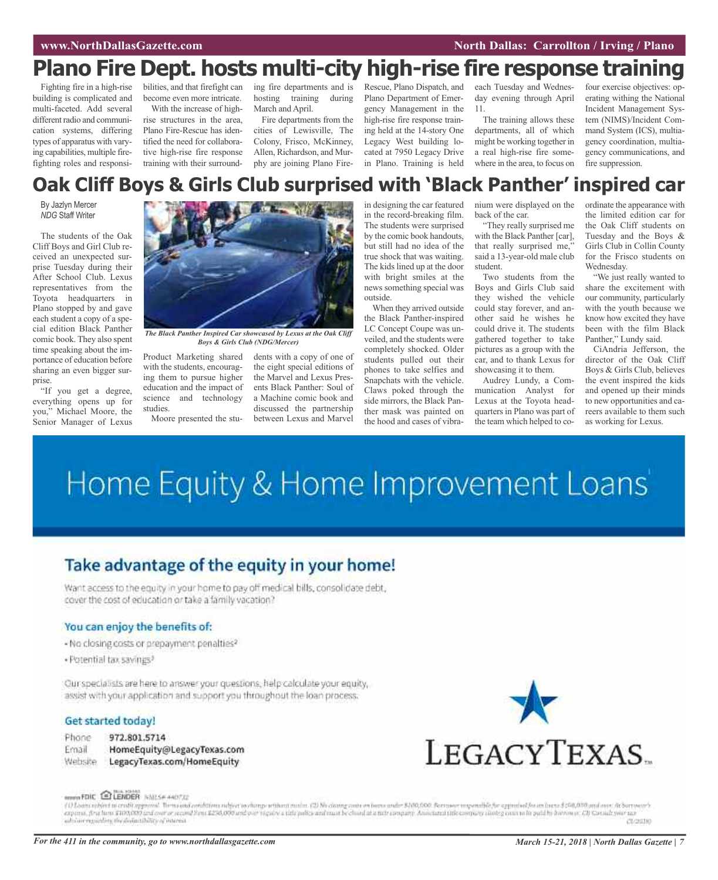# Plano Fire Dept. hosts multi-city high-rise fire response training

Fighting fire in a high-rise building is complicated and multi-faceted. Add several different radio and communication systems, differing types of apparatus with varying capabilities, multiple firefighting roles and responsibilities, and that firefight can become even more intricate.

With the increase of high-rise structures in the area, Plano Fire-Rescue has identified the need for collaborative high-rise fire response training with their surrounding fire departments and is hosting training during March and April.

Fire departments from the cities of Lewisville, The Colony, Frisco, McKinney, Allen, Richardson, and Murphy are joining Plano Fire-Rescue, Plano Dispatch, and Plano Department of Emergency Management in the high-rise fire response training held at the 14-story One Legacy West building located at 7950 Legacy Drive in Plano. Training is held each Tuesday and Wednesday evening through April 11.

The training allows these departments, all of which might be working together in a real high-rise fire somewhere in the area, to focus on four exercise objectives: operating withing the National Incident Management System (NIMS)/Incident Command System (ICS), multiagency coordination, multiagency communications, and fire suppression.

# Oak Cliff Boys & Girls Club surprised with 'Black Panther' inspired car

By Jazlyn Mercer
*NDG* Staff Writer

The students of the Oak Cliff Boys and Girl Club received an unexpected surprise Tuesday during their After School Club. Lexus representatives from the Toyota headquarters in Plano stopped by and gave each student a copy of a special edition Black Panther comic book. They also spent time speaking about the importance of education before sharing an even bigger surprise.

"If you get a degree, everything opens up for you," Michael Moore, the Senior Manager of Lexus Product Marketing shared with the students, encouraging them to pursue higher education and the impact of science and technology studies.

*The Black Panther Inspired Car showcased by Lexus at the Oak Cliff Boys & Girls Club (NDG/Mercer)*

Moore presented the students with a copy of one of the eight special editions of the Marvel and Lexus Presents Black Panther: Soul of a Machine comic book and discussed the partnership between Lexus and Marvel in designing the car featured in the record-breaking film. The students were surprised by the comic book handouts, but still had no idea of the true shock that was waiting. The kids lined up at the door with bright smiles at the news something special was outside.

When they arrived outside the Black Panther-inspired LC Concept Coupe was unveiled, and the students were completely shocked. Older students pulled out their phones to take selfies and Snapchats with the vehicle. Claws poked through the side mirrors, the Black Panther mask was painted on the hood and cases of vibranium were displayed on the back of the car.

"They really surprised me with the Black Panther [car], that really surprised me," said a 13-year-old male club student.

Two students from the Boys and Girls Club said they wished the vehicle could stay forever, and another said he wishes he could drive it. The students gathered together to take pictures as a group with the car, and to thank Lexus for showcasing it to them.

Audrey Lundy, a Communication Analyst for Lexus at the Toyota headquarters in Plano was part of the team which helped to coordinate the appearance with the limited edition car for the Oak Cliff students on Tuesday and the Boys & Girls Club in Collin County for the Frisco students on Wednesday.

"We just really wanted to share the excitement with our community, particularly with the youth because we know how excited they have been with the film Black Panther," Lundy said.

CiAndria Jefferson, the director of the Oak Cliff Boys & Girls Club, believes the event inspired the kids and opened up their minds to new opportunities and careers available to them such as working for Lexus.

# Home Equity & Home Improvement Loans[1]

## Take advantage of the equity in your home!

Want access to the equity in your home to pay off medical bills, consolidate debt, cover the cost of education or take a family vacation?

### You can enjoy the benefits of:

- No closing costs or prepayment penalties[2]
- Potential tax savings[3]

Our specialists are here to answer your questions, help calculate your equity, assist with your application and support you throughout the loan process.

### Get started today!

Phone 972.801.5714
Email HomeEquity@LegacyTexas.com
Website LegacyTexas.com/HomeEquity

LEGACYTEXAS™

Member FDIC EQUAL HOUSING LENDER NMLS# 440732

(1) Loans subject to credit approval. Terms and conditions subject to change without notice. (2) No closing costs on loans under $100,000. Borrower responsible for appraisal fee on loans $100,000 and over. At borrower's expense, first liens $100,000 and over or second liens $250,000 and over require a title policy and must be closed at a title company. Associated title company closing costs to be paid by borrower. (3) Consult your tax advisor regarding the deductibility of interest. (1/2018)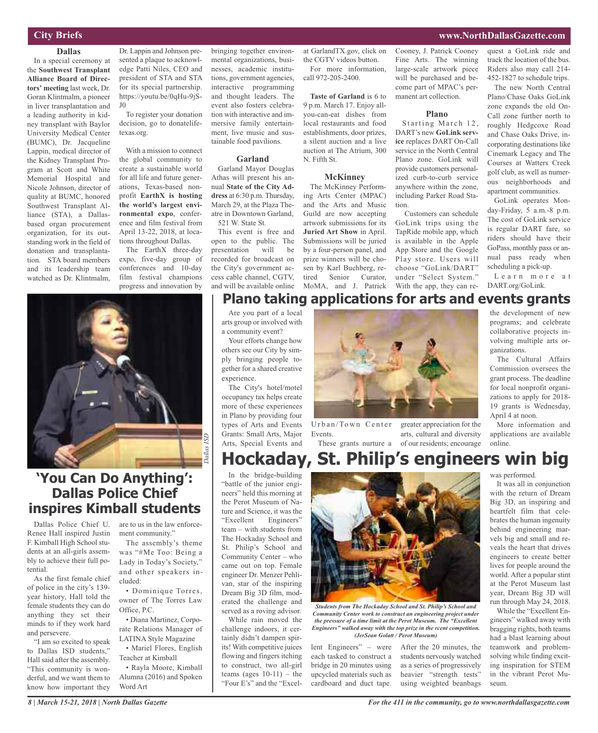## City Briefs

### Dallas

In a special ceremony at the **Southwest Transplant Alliance Board of Directors' meeting** last week, Dr. Goran Klintmalm, a pioneer in liver transplantation and a leading authority in kidney transplant with Baylor University Medical Center (BUMC), Dr. Jacqueline Lappin, medical director of the Kidney Transplant Program at Scott and White Memorial Hospital and Nicole Johnson, director of quality at BUMC, honored Southwest Transplant Alliance (STA), a Dallas-based organ procurement organization, for its outstanding work in the field of donation and transplantation. STA board members and its leadership team watched as Dr. Klintmalm, Dr. Lappin and Johnson presented a plaque to acknowledge Patti Niles, CEO and president of STA and STA for its special partnership. https://youtu.be/0qHu-9jS-J0

To register your donation decision, go to donatelifetexas.org.

With a mission to connect the global community to create a sustainable world for all life and future generations, Texas-based nonprofit **EarthX is hosting the world's largest environmental expo**, conference and film festival from April 13-22, 2018, at locations throughout Dallas.

The EarthX three-day expo, five-day group of conferences and 10-day film festival champions progress and innovation by bringing together environmental organizations, businesses, academic institutions, government agencies, interactive programming and thought leaders. The event also fosters celebration with interactive and immersive family entertainment, live music and sustainable food pavilions.

### Garland

Garland Mayor Douglas Athas will present his annual **State of the City Address** at 6:30 p.m. Thursday, March 29, at the Plaza Theatre in Downtown Garland, 521 W. State St.

This event is free and open to the public. The presentation will be recorded for broadcast on the City's government access cable channel, CGTV, and will be available online at GarlandTX.gov, click on the CGTV videos button.

For more information, call 972-205-2400.

**Taste of Garland** is 6 to 9 p.m. March 17. Enjoy all-you-can-eat dishes from local restaurants and food establishments, door prizes, a silent auction and a live auction at The Atrium, 300 N. Fifth St.

### McKinney

The McKinney Performing Arts Center (MPAC) and the Arts and Music Guild are now accepting artwork submissions for its **Juried Art Show** in April. Submissions will be juried by a four-person panel, and prize winners will be chosen by Karl Buchberg, retired Senior Curator, MoMA, and J. Patrick Cooney, J. Patrick Cooney Fine Arts. The winning large-scale artwork piece will be purchased and become part of MPAC's permanent art collection.

### Plano

Starting March 12, DART's new **GoLink service** replaces DART On-Call service in the North Central Plano zone. GoLink will provide customers personalized curb-to-curb service anywhere within the zone, including Parker Road Station.

Customers can schedule GoLink trips using the TapRide mobile app, which is available in the Apple App Store and the Google Play store. Users will choose "GoLink/DART" under "Select System." With the app, they can request a GoLink ride and track the location of the bus. Riders also may call 214-452-1827 to schedule trips.

The new North Central Plano/Chase Oaks GoLink zone expands the old On-Call zone further north to roughly Hedgcoxe Road and Chase Oaks Drive, incorporating destinations like Cinemark Legacy and The Courses at Watters Creek golf club, as well as numerous neighborhoods and apartment communities.

GoLink operates Monday-Friday, 5 a.m.-8 p.m. The cost of GoLink service is regular DART fare, so riders should have their GoPass, monthly pass or annual pass ready when scheduling a pick-up.

Learn more at DART.org/GoLink.

## Plano taking applications for arts and events grants

Are you part of a local arts group or involved with a community event?

Your efforts change how others see our City by simply bringing people together for a shared creative experience.

The City's hotel/motel occupancy tax helps create more of these experiences in Plano by providing four types of Arts and Events Grants: Small Arts, Major Arts, Special Events and Urban/Town Center Events.

These grants nurture a greater appreciation for the arts, cultural and diversity of our residents; encourage the development of new programs; and celebrate collaborative projects involving multiple arts organizations.

The Cultural Affairs Commission oversees the grant process. The deadline for local nonprofit organizations to apply for 2018-19 grants is Wednesday, April 4 at noon.

More information and applications are available online.

*Dallas ISD*

## 'You Can Do Anything': Dallas Police Chief inspires Kimball students

Dallas Police Chief U. Renee Hall inspired Justin F. Kimball High School students at an all-girls assembly to achieve their full potential.

As the first female chief of police in the city's 139-year history, Hall told the female students they can do anything they set their minds to if they work hard and persevere.

"I am so excited to speak to Dallas ISD students," Hall said after the assembly. "This community is wonderful, and we want them to know how important they are to us in the law enforcement community."

The assembly's theme was "#Me Too: Being a Lady in Today's Society," and other speakers included:

- Dominique Torres, owner of The Torres Law Office, P.C.
- Diana Martinez, Corporate Relations Manager of LATINA Style Magazine
- Mariel Flores, English Teacher at Kimball
- Rayla Moore, Kimball Alumna (2016) and Spoken Word Art

## Hockaday, St. Philip's engineers win big

In the bridge-building "battle of the junior engineers" held this morning at the Perot Museum of Nature and Science, it was the "Excellent Engineers" team – with students from The Hockaday School and St. Philip's School and Community Center – who came out on top. Female engineer Dr. Menzer Pehlivan, star of the inspiring Dream Big 3D film, moderated the challenge and served as a roving advisor.

While rain moved the challenge indoors, it certainly didn't dampen spirits! With competitive juices flowing and fingers itching to construct, two all-girl teams (ages 10-11) – the "Four E's" and the "Excellent Engineers" – were each tasked to construct a bridge in 20 minutes using upcycled materials such as cardboard and duct tape.

*Students from The Hockaday School and St. Philip's School and Community Center work to construct an engineering project under the pressure of a time limit at the Perot Museum. The "Excellent Engineers" walked away with the top prize in the rcent competition. (JerSean Golatt / Perot Museum)*

After the 20 minutes, the students nervously watched as a series of progressively heavier "strength tests" using weighted beanbags was performed.

It was all in conjunction with the return of Dream Big 3D, an inspiring and heartfelt film that celebrates the human ingenuity behind engineering marvels big and small and reveals the heart that drives engineers to create better lives for people around the world. After a popular stint at the Perot Museum last year, Dream Big 3D will run through May 24, 2018.

While the "Excellent Engineers" walked away with bragging rights, both teams had a blast learning about teamwork and problem-solving while finding exciting inspiration for STEM in the vibrant Perot Museum.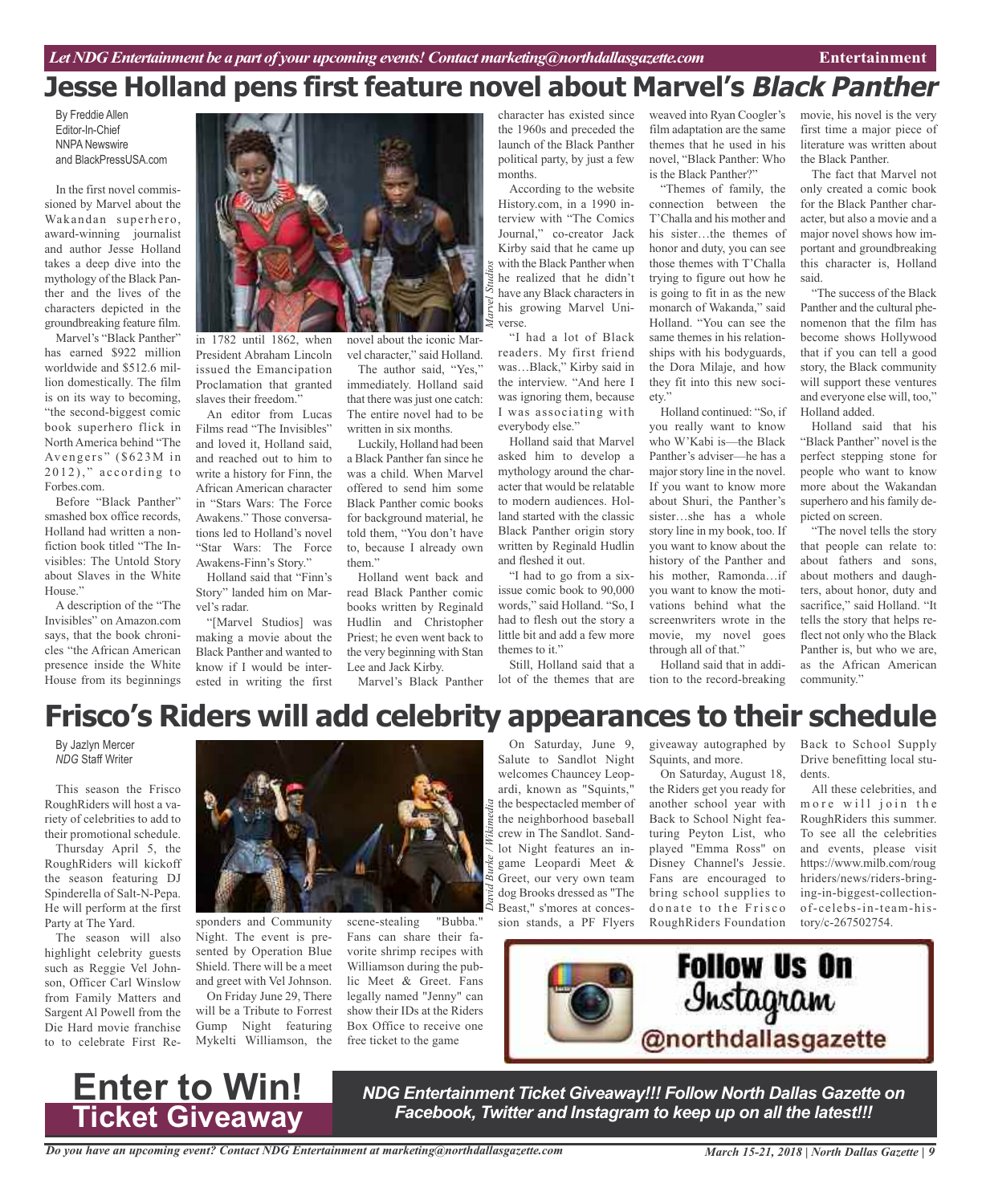# Jesse Holland pens first feature novel about Marvel's *Black Panther*

By Freddie Allen
Editor-In-Chief
NNPA Newswire
and BlackPressUSA.com

In the first novel commissioned by Marvel about the Wakandan superhero, award-winning journalist and author Jesse Holland takes a deep dive into the mythology of the Black Panther and the lives of the characters depicted in the groundbreaking feature film.

Marvel's "Black Panther" has earned $922 million worldwide and $512.6 million domestically. The film is on its way to becoming, "the second-biggest comic book superhero flick in North America behind "The Avengers" ($623M in 2012)," according to Forbes.com.

Before "Black Panther" smashed box office records, Holland had written a non-fiction book titled "The Invisibles: The Untold Story about Slaves in the White House."

A description of the "The Invisibles" on Amazon.com says, that the book chronicles "the African American presence inside the White House from its beginnings in 1782 until 1862, when President Abraham Lincoln issued the Emancipation Proclamation that granted slaves their freedom."

An editor from Lucas Films read "The Invisibles" and loved it, Holland said, and reached out to him to write a history for Finn, the African American character in "Stars Wars: The Force Awakens." Those conversations led to Holland's novel "Star Wars: The Force Awakens-Finn's Story."

Holland said that "Finn's Story" landed him on Marvel's radar.

"[Marvel Studios] was making a movie about the Black Panther and wanted to know if I would be interested in writing the first novel about the iconic Marvel character," said Holland.

The author said, "Yes," immediately. Holland said that there was just one catch: The entire novel had to be written in six months.

Luckily, Holland had been a Black Panther fan since he was a child. When Marvel offered to send him some Black Panther comic books for background material, he told them, "You don't have to, because I already own them."

Holland went back and read Black Panther comic books written by Reginald Hudlin and Christopher Priest; he even went back to the very beginning with Stan Lee and Jack Kirby.

Marvel's Black Panther character has existed since the 1960s and preceded the launch of the Black Panther political party, by just a few months.

*Marvel Studios*

According to the website History.com, in a 1990 interview with "The Comics Journal," co-creator Jack Kirby said that he came up with the Black Panther when he realized that he didn't have any Black characters in his growing Marvel Universe.

"I had a lot of Black readers. My first friend was…Black," Kirby said in the interview. "And here I was ignoring them, because I was associating with everybody else."

Holland said that Marvel asked him to develop a mythology around the character that would be relatable to modern audiences. Holland started with the classic Black Panther origin story written by Reginald Hudlin and fleshed it out.

"I had to go from a six-issue comic book to 90,000 words," said Holland. "So, I had to flesh out the story a little bit and add a few more themes to it."

Still, Holland said that a lot of the themes that are weaved into Ryan Coogler's film adaptation are the same themes that he used in his novel, "Black Panther: Who is the Black Panther?"

"Themes of family, the connection between the T'Challa and his mother and his sister…the themes of honor and duty, you can see those themes with T'Challa trying to figure out how he is going to fit in as the new monarch of Wakanda," said Holland. "You can see the same themes in his relationships with his bodyguards, the Dora Milaje, and how they fit into this new society."

Holland continued: "So, if you really want to know who W'Kabi is—the Black Panther's adviser—he has a major story line in the novel. If you want to know more about Shuri, the Panther's sister…she has a whole story line in my book, too. If you want to know about the history of the Panther and his mother, Ramonda…if you want to know the motivations behind what the screenwriters wrote in the movie, my novel goes through all of that."

Holland said that in addition to the record-breaking movie, his novel is the very first time a major piece of literature was written about the Black Panther.

The fact that Marvel not only created a comic book for the Black Panther character, but also a movie and a major novel shows how important and groundbreaking this character is, Holland said.

"The success of the Black Panther and the cultural phenomenon that the film has become shows Hollywood that if you can tell a good story, the Black community will support these ventures and everyone else will, too," Holland added.

Holland said that his "Black Panther" novel is the perfect stepping stone for people who want to know more about the Wakandan superhero and his family depicted on screen.

"The novel tells the story that people can relate to: about fathers and sons, about mothers and daughters, about honor, duty and sacrifice," said Holland. "It tells the story that helps reflect not only who the Black Panther is, but who we are, as the African American community."

# Frisco's Riders will add celebrity appearances to their schedule

By Jazlyn Mercer
*NDG* Staff Writer

This season the Frisco RoughRiders will host a variety of celebrities to add to their promotional schedule.

Thursday April 5, the RoughRiders will kickoff the season featuring DJ Spinderella of Salt-N-Pepa. He will perform at the first Party at The Yard.

The season will also highlight celebrity guests such as Reggie Vel Johnson, Officer Carl Winslow from Family Matters and Sargent Al Powell from the Die Hard movie franchise to to celebrate First Responders and Community Night. The event is presented by Operation Blue Shield. There will be a meet and greet with Vel Johnson.

On Friday June 29, There will be a Tribute to Forrest Gump Night featuring Mykelti Williamson, the scene-stealing "Bubba." Fans can share their favorite shrimp recipes with Williamson during the public Meet & Greet. Fans legally named "Jenny" can show their IDs at the Riders Box Office to receive one free ticket to the game

*David Burke / Wikimedia*

On Saturday, June 9, Salute to Sandlot Night welcomes Chauncey Leopardi, known as "Squints," the bespectacled member of the neighborhood baseball crew in The Sandlot. Sandlot Night features an in-game Leopardi Meet & Greet, our very own team dog Brooks dressed as "The Beast," s'mores at concession stands, a PF Flyers giveaway autographed by Squints, and more.

On Saturday, August 18, the Riders get you ready for another school year with Back to School Night featuring Peyton List, who played "Emma Ross" on Disney Channel's Jessie. Fans are encouraged to bring school supplies to donate to the Frisco RoughRiders Foundation Back to School Supply Drive benefitting local students.

All these celebrities, and more will join the RoughRiders this summer. To see all the celebrities and events, please visit https://www.milb.com/roughriders/news/riders-bringing-in-biggest-collection-of-celebs-in-team-history/c-267502754.

**Follow Us On Instagram**
**@northdallasgazette**

## Enter to Win! Ticket Giveaway

***NDG Entertainment Ticket Giveaway!!! Follow North Dallas Gazette on Facebook, Twitter and Instagram to keep up on all the latest!!!***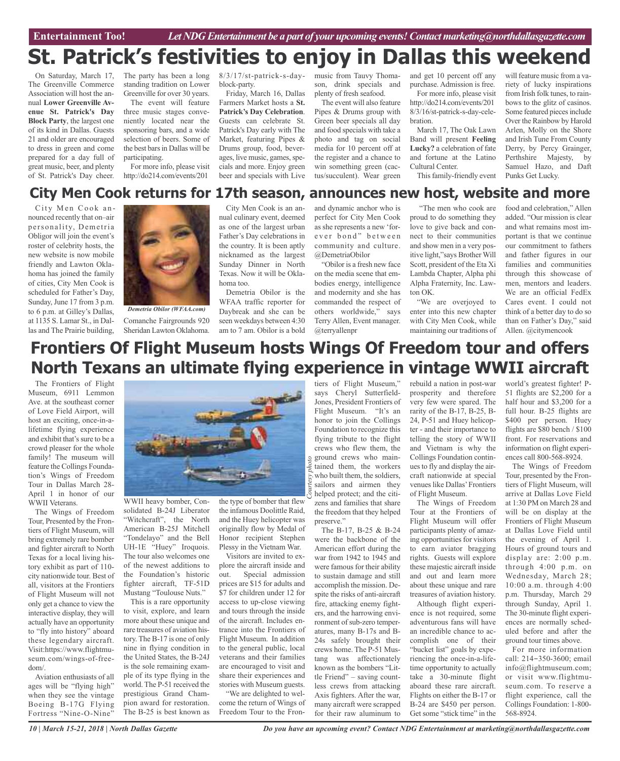**Entertainment Too!** *Let NDG Entertainment be a part of your upcoming events! Contact marketing@northdallasgazette.com*

# St. Patrick's festivities to enjoy in Dallas this weekend

On Saturday, March 17, The Greenville Commerce Association will host the annual **Lower Greenville Avenue St. Patrick's Day Block Party**, the largest one of its kind in Dallas. Guests 21 and older are encouraged to dress in green and come prepared for a day full of great music, beer, and plenty of St. Patrick's Day cheer.

The party has been a long standing tradition on Lower Greenville for over 30 years.

The event will feature three music stages conveniently located near the sponsoring bars, and a wide selection of beers. Some of the best bars in Dallas will be participating.

For more info, please visit http://do214.com/events/2018/3/17/st-patrick-s-day-block-party.

Friday, March 16, Dallas Farmers Market hosts a **St. Patrick's Day Celebration**. Guests can celebrate St. Patrick's Day early with The Market, featuring Pipes & Drums group, food, beverages, live music, games, specials and more. Enjoy green beer and specials with Live music from Tauvy Thomason, drink specials and plenty of fresh seafood.

The event will also feature Pipes & Drums group with Green beer specials all day and food specials with take a photo and tag on social media for 10 percent off at the register and a chance to win something green (cactus/succulent). Wear green and get 10 percent off any purchase. Admission is free.

For more info, please visit http://do214.com/events/2018/3/16/st-patrick-s-day-celebration.

March 17, The Oak Lawn Band will present **Feeling Lucky?** a celebration of fate and fortune at the Latino Cultural Center.

This family-friendly event will feature music from a variety of lucky inspirations from Irish folk tunes, to rainbows to the glitz of casinos. Some featured pieces include Over the Rainbow by Harold Arlen, Molly on the Shore and Irish Tune From County Derry, by Percy Grainger, Perthshire Majesty, by Samuel Hazo, and Daft Punks Get Lucky.

# City Men Cook returns for 17th season, announces new host, website and more

City Men Cook announced recently that on–air personality, Demetria Obligor will join the event's roster of celebrity hosts, the new website is now mobile friendly and Lawton Oklahoma has joined the family of cities, City Men Cook is scheduled for Father's Day, Sunday, June 17 from 3 p.m. to 6 p.m. at Gilley's Dallas, at 1135 S. Lamar St., in Dallas and The Prairie building, Comanche Fairgrounds 920 Sheridan Lawton Oklahoma.

*Demetria Obilor (WFAA.com)*

City Men Cook is an annual culinary event, deemed as one of the largest urban Father's Day celebrations in the country. It is been aptly nicknamed as the largest Sunday Dinner in North Texas. Now it will be Oklahoma too.

Demetria Obilor is the WFAA traffic reporter for Daybreak and she can be seen weekdays between 4:30 am to 7 am. Obilor is a bold and dynamic anchor who is perfect for City Men Cook as she represents a new 'forever bond" between community and culture. @DemetriaObilor

"Obilor is a fresh new face on the media scene that embodies energy, intelligence and modernity and she has commanded the respect of others worldwide," says Terry Allen, Event manager. @terryallenpr

"The men who cook are proud to do something they love to give back and connect to their communities and show men in a very positive light,"says Brother Will Scott, president of the Eta Xi Lambda Chapter, Alpha phi Alpha Fraternity, Inc. Lawton OK.

"We are overjoyed to enter into this new chapter with City Men Cook, while maintaining our traditions of food and celebration," Allen added. "Our mission is clear and what remains most important is that we continue our commitment to fathers and father figures in our families and communities through this showcase of men, mentors and leaders. We are an official FedEx Cares event. I could not think of a better day to do so than on Father's Day," said Allen. @citymencook

# Frontiers Of Flight Museum hosts Wings Of Freedom tour and offers North Texans an ultimate flying experience in vintage WWII aircraft

The Frontiers of Flight Museum, 6911 Lemmon Ave. at the southeast corner of Love Field Airport, will host an exciting, once-in-a-lifetime flying experience and exhibit that's sure to be a crowd pleaser for the whole family! The museum will feature the Collings Foundation's Wings of Freedom Tour in Dallas March 28-April 1 in honor of our WWII Veterans.

The Wings of Freedom Tour, Presented by the Frontiers of Flight Museum, will bring extremely rare bomber and fighter aircraft to North Texas for a local living history exhibit as part of 110-city nationwide tour. Best of all, visitors at the Frontiers of Flight Museum will not only get a chance to view the interactive display, they will actually have an opportunity to "fly into history" aboard these legendary aircraft. Visit:https://www.flightmuseum.com/wings-of-freedom/.

Aviation enthusiasts of all ages will be "flying high" when they see the vintage Boeing B-17G Flying Fortress "Nine-O-Nine" WWII heavy bomber, Consolidated B-24J Liberator "Witchcraft", the North American B-25J Mitchell "Tondelayo" and the Bell UH-1E "Huey" Iroquois. The tour also welcomes one of the newest additions to the Foundation's historic fighter aircraft, TF-51D Mustang "Toulouse Nuts."

*Courtesy photo*

This is a rare opportunity to visit, explore, and learn more about these unique and rare treasures of aviation history. The B-17 is one of only nine in flying condition in the United States, the B-24J is the sole remaining example of its type flying in the world. The P-51 received the prestigious Grand Champion award for restoration. The B-25 is best known as the type of bomber that flew the infamous Doolittle Raid, and the Huey helicopter was originally flow by Medal of Honor recipient Stephen Plessy in the Vietnam War.

Visitors are invited to explore the aircraft inside and out. Special admission prices are $15 for adults and $7 for children under 12 for access to up-close viewing and tours through the inside of the aircraft. Includes entrance into the Frontiers of Flight Museum. In addition to the general public, local veterans and their families are encouraged to visit and share their experiences and stories with Museum guests.

"We are delighted to welcome the return of Wings of Freedom Tour to the Frontiers of Flight Museum," says Cheryl Sutterfield-Jones, President Frontiers of Flight Museum. "It's an honor to join the Collings Foundation to recognize this flying tribute to the flight crews who flew them, the ground crews who maintained them, the workers who built them, the soldiers, sailors and airmen they helped protect; and the citizens and families that share the freedom that they helped preserve."

The B-17, B-25 & B-24 were the backbone of the American effort during the war from 1942 to 1945 and were famous for their ability to sustain damage and still accomplish the mission. Despite the risks of anti-aircraft fire, attacking enemy fighters, and the harrowing environment of sub-zero temperatures, many B-17s and B-24s safely brought their crews home. The P-51 Mustang was affectionately known as the bombers "Little Friend" – saving countless crews from attacking Axis fighters. After the war, many aircraft were scrapped for their raw aluminum to rebuild a nation in post-war prosperity and therefore very few were spared. The rarity of the B-17, B-25, B-24, P-51 and Huey helicopter - and their importance to telling the story of WWII and Vietnam is why the Collings Foundation continues to fly and display the aircraft nationwide at special venues like Dallas' Frontiers of Flight Museum.

The Wings of Freedom Tour at the Frontiers of Flight Museum will offer participants plenty of amazing opportunities for visitors to earn aviator bragging rights. Guests will explore these majestic aircraft inside and out and learn more about these unique and rare treasures of aviation history.

Although flight experience is not required, some adventurous fans will have an incredible chance to accomplish one of their "bucket list" goals by experiencing the once-in-a-lifetime opportunity to actually take a 30-minute flight aboard these rare aircraft. Flights on either the B-17 or B-24 are $450 per person. Get some "stick time" in the world's greatest fighter! P-51 flights are $2,200 for a half hour and $3,200 for a full hour. B-25 flights are $400 per person. Huey flights are $80 bench / $100 front. For reservations and information on flight experiences call 800-568-8924.

The Wings of Freedom Tour, presented by the Frontiers of Flight Museum, will arrive at Dallas Love Field at 1:30 PM on March 28 and will be on display at the Frontiers of Flight Museum at Dallas Love Field until the evening of April 1. Hours of ground tours and display are: 2:00 p.m. through 4:00 p.m. on Wednesday, March 28; 10:00 a.m. through 4:00 p.m. Thursday, March 29 through Sunday, April 1. The 30-minute flight experiences are normally scheduled before and after the ground tour times above.

For more information call: 214–350-3600; email info@flightmuseum.com; or visit www.flightmuseum.com. To reserve a flight experience, call the Collings Foundation: 1-800-568-8924.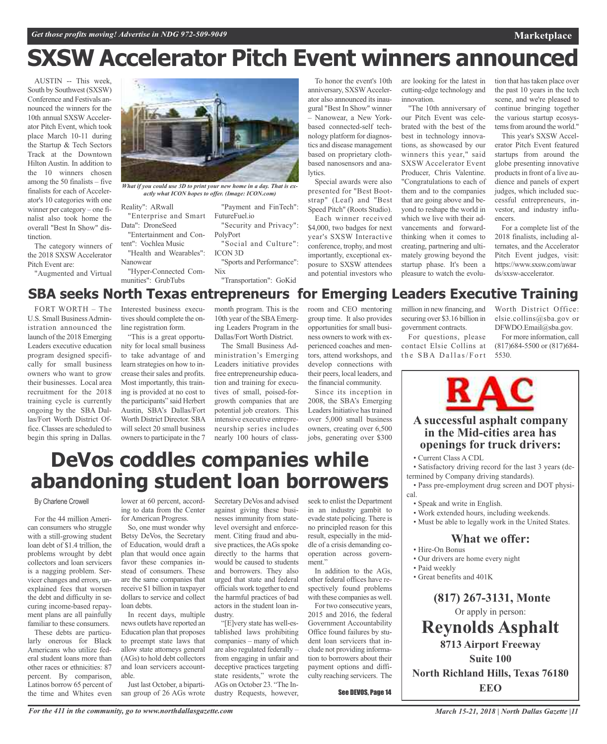# SXSW Accelerator Pitch Event winners announced

AUSTIN -- This week, South by Southwest (SXSW) Conference and Festivals announced the winners for the 10th annual SXSW Accelerator Pitch Event, which took place March 10-11 during the Startup & Tech Sectors Track at the Downtown Hilton Austin. In addition to the 10 winners chosen among the 50 finalists – five finalists for each of Accelerator's 10 categories with one winner per category – one finalist also took home the overall "Best In Show" distinction.

The category winners of the 2018 SXSW Accelerator Pitch Event are:

"Augmented and Virtual Reality": ARwall

"Enterprise and Smart Data": DroneSeed

"Entertainment and Content": Vochlea Music

"Health and Wearables": Nanowear

"Hyper-Connected Communities": GrubTubs

"Payment and FinTech": FutureFuel.io

"Security and Privacy": PolyPort

"Social and Culture": ICON 3D

"Sports and Performance": Nix

"Transportation": GoKid

*What if you could use 3D to print your new home in a day. That is exactly what ICON hopes to offer. (Image: ICON.com)*

To honor the event's 10th anniversary, SXSW Accelerator also announced its inaugural "Best In Show" winner – Nanowear, a New York-based connected-self technology platform for diagnostics and disease management based on proprietary cloth-based nanosensors and analytics.

Special awards were also presented for "Best Bootstrap" (Leaf) and "Best Speed Pitch" (Roots Studio).

Each winner received $4,000, two badges for next year's SXSW Interactive conference, trophy, and most importantly, exceptional exposure to SXSW attendees and potential investors who are looking for the latest in cutting-edge technology and innovation.

"The 10th anniversary of our Pitch Event was celebrated with the best of the best in technology innovations, as showcased by our winners this year," said SXSW Accelerator Event Producer, Chris Valentine. "Congratulations to each of them and to the companies that are going above and beyond to reshape the world in which we live with their advancements and forward-thinking when it comes to creating, partnering and ultimately growing beyond the startup phase. It's been a pleasure to watch the evolution that has taken place over the past 10 years in the tech scene, and we're pleased to continue bringing together the various startup ecosystems from around the world."

This year's SXSW Accelerator Pitch Event featured startups from around the globe presenting innovative products in front of a live audience and panels of expert judges, which included successful entrepreneurs, investor, and industry influencers.

For a complete list of the 2018 finalists, including alternates, and the Accelerator Pitch Event judges, visit: https://www.sxsw.com/awards/sxsw-accelerator.

## SBA seeks North Texas entrepreneurs for Emerging Leaders Executive Training

FORT WORTH – The U.S. Small Business Administration announced the launch of the 2018 Emerging Leaders executive education program designed specifically for small business owners who want to grow their businesses. Local area recruitment for the 2018 training cycle is currently ongoing by the SBA Dallas/Fort Worth District Office. Classes are scheduled to begin this spring in Dallas. Interested business executives should complete the online registration form.

"This is a great opportunity for local small business to take advantage of and learn strategies on how to increase their sales and profits. Most importantly, this training is provided at no cost to the participants" said Herbert Austin, SBA's Dallas/Fort Worth District Director. SBA will select 20 small business owners to participate in the 7 month program. This is the 10th year of the SBA Emerging Leaders Program in the Dallas/Fort Worth District.

The Small Business Administration's Emerging Leaders initiative provides free entrepreneurship education and training for executives of small, poised-for-growth companies that are potential job creators. This intensive executive entrepreneurship series includes nearly 100 hours of classroom and CEO mentoring group time. It also provides opportunities for small business owners to work with experienced coaches and mentors, attend workshops, and develop connections with their peers, local leaders, and the financial community.

Since its inception in 2008, the SBA's Emerging Leaders Initiative has trained over 5,000 small business owners, creating over 6,500 jobs, generating over $300 million in new financing, and securing over $3.16 billion in government contracts.

For questions, please contact Elsie Collins at the SBA Dallas/Fort Worth District Office: elsie.collins@sba.gov or DFWDO.Email@sba.gov.

For more information, call (817)684-5500 or (817)684-5530.

# DeVos coddles companies while abandoning student loan borrowers

By Charlene Crowell

For the 44 million American consumers who struggle with a still-growing student loan debt of $1.4 trillion, the problems wrought by debt collectors and loan servicers is a nagging problem. Servicer changes and errors, unexplained fees that worsen the debt and difficulty in securing income-based repayment plans are all painfully familiar to these consumers.

These debts are particularly onerous for Black Americans who utilize federal student loans more than other races or ethnicities: 87 percent. By comparison, Latinos borrow 65 percent of the time and Whites even lower at 60 percent, according to data from the Center for American Progress.

So, one must wonder why Betsy DeVos, the Secretary of Education, would draft a plan that would once again favor these companies instead of consumers. These are the same companies that receive $1 billion in taxpayer dollars to service and collect loan debts.

In recent days, multiple news outlets have reported an Education plan that proposes to preempt state laws that allow state attorneys general (AGs) to hold debt collectors and loan servicers accountable.

Just last October, a bipartisan group of 26 AGs wrote Secretary DeVos and advised against giving these businesses immunity from state-level oversight and enforcement. Citing fraud and abusive practices, the AGs spoke directly to the harms that would be caused to students and borrowers. They also urged that state and federal officials work together to end the harmful practices of bad actors in the student loan industry.

"[E]very state has well-established laws prohibiting companies – many of which are also regulated federally – from engaging in unfair and deceptive practices targeting state residents," wrote the AGs on October 23. "The Industry Requests, however, seek to enlist the Department in an industry gambit to evade state policing. There is no principled reason for this result, especially in the middle of a crisis demanding cooperation across government."

In addition to the AGs, other federal offices have respectively found problems with these companies as well.

For two consecutive years, 2015 and 2016, the federal Government Accountability Office found failures by student loan servicers that include not providing information to borrowers about their payment options and difficulty reaching servicers. The

See DEVOS, Page 14

---

**RAC**

**A successful asphalt company in the Mid-cities area has openings for truck drivers:**

- Current Class A CDL
- Satisfactory driving record for the last 3 years (determined by Company driving standards).
- Pass pre-employment drug screen and DOT physical.
- Speak and write in English.
- Work extended hours, including weekends.
- Must be able to legally work in the United States.

**What we offer:**

- Hire-On Bonus
- Our drivers are home every night
- Paid weekly
- Great benefits and 401K

**(817) 267-3131, Monte**

Or apply in person:

**Reynolds Asphalt**

**8713 Airport Freeway**

**Suite 100**

**North Richland Hills, Texas 76180**

**EEO**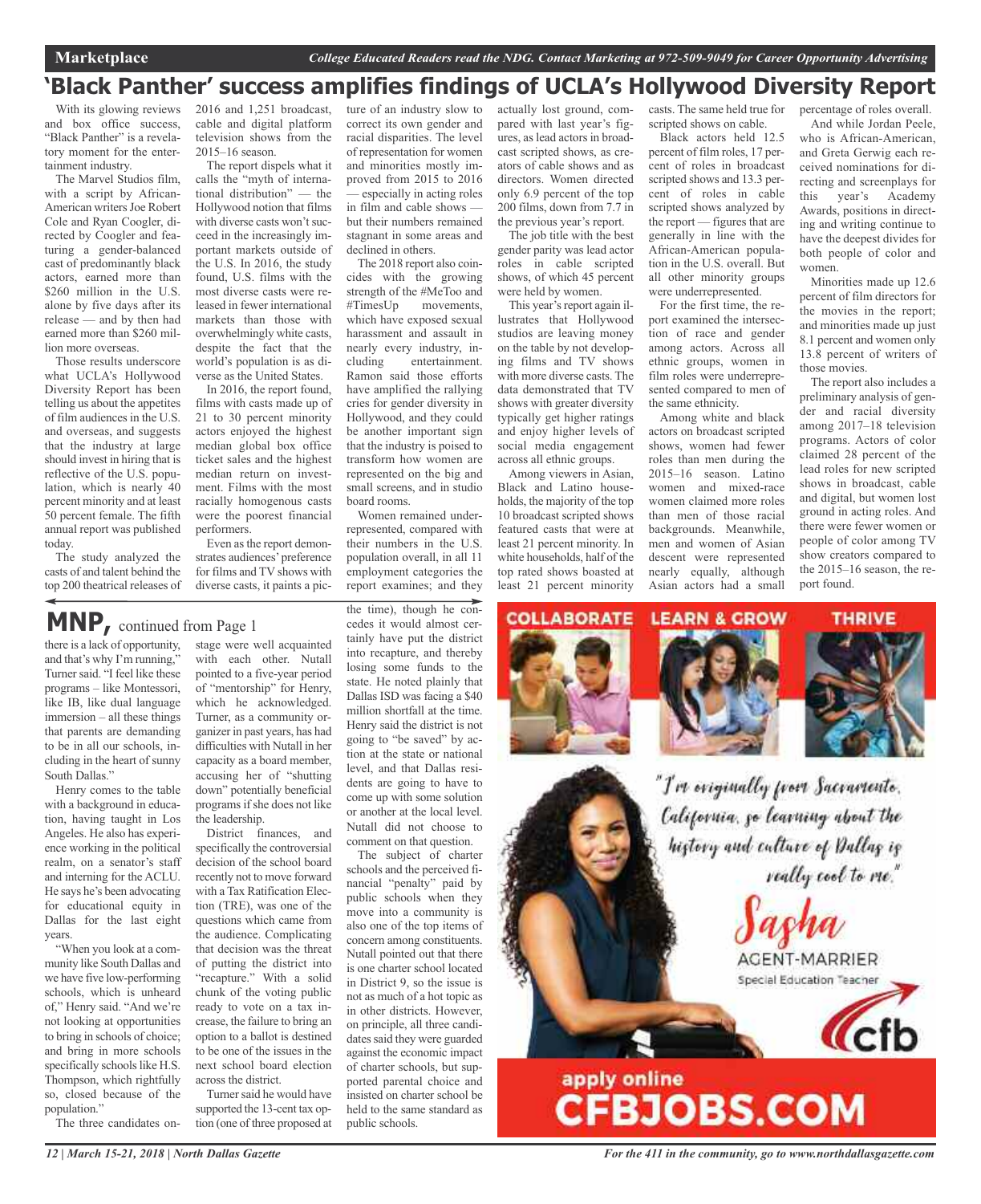# 'Black Panther' success amplifies findings of UCLA's Hollywood Diversity Report

With its glowing reviews and box office success, "Black Panther" is a revelatory moment for the entertainment industry.

The Marvel Studios film, with a script by African-American writers Joe Robert Cole and Ryan Coogler, directed by Coogler and featuring a gender-balanced cast of predominantly black actors, earned more than $260 million in the U.S. alone by five days after its release — and by then had earned more than $260 million more overseas.

Those results underscore what UCLA's Hollywood Diversity Report has been telling us about the appetites of film audiences in the U.S. and overseas, and suggests that the industry at large should invest in hiring that is reflective of the U.S. population, which is nearly 40 percent minority and at least 50 percent female. The fifth annual report was published today.

The study analyzed the casts of and talent behind the top 200 theatrical releases of 2016 and 1,251 broadcast, cable and digital platform television shows from the 2015–16 season.

The report dispels what it calls the "myth of international distribution" — the Hollywood notion that films with diverse casts won't succeed in the increasingly important markets outside of the U.S. In 2016, the study found, U.S. films with the most diverse casts were released in fewer international markets than those with overwhelmingly white casts, despite the fact that the world's population is as diverse as the United States.

In 2016, the report found, films with casts made up of 21 to 30 percent minority actors enjoyed the highest median global box office ticket sales and the highest median return on investment. Films with the most racially homogenous casts were the poorest financial performers.

Even as the report demonstrates audiences' preference for films and TV shows with diverse casts, it paints a picture of an industry slow to correct its own gender and racial disparities. The level of representation for women and minorities mostly improved from 2015 to 2016 — especially in acting roles in film and cable shows — but their numbers remained stagnant in some areas and declined in others.

The 2018 report also coincides with the growing strength of the #MeToo and #TimesUp movements, which have exposed sexual harassment and assault in nearly every industry, including entertainment. Ramon said those efforts have amplified the rallying cries for gender diversity in Hollywood, and they could be another important sign that the industry is poised to transform how women are represented on the big and small screens, and in studio board rooms.

Women remained underrepresented, compared with their numbers in the U.S. population overall, in all 11 employment categories the report examines; and they actually lost ground, compared with last year's figures, as lead actors in broadcast scripted shows, as creators of cable shows and as directors. Women directed only 6.9 percent of the top 200 films, down from 7.7 in the previous year's report.

The job title with the best gender parity was lead actor roles in cable scripted shows, of which 45 percent were held by women.

This year's report again illustrates that Hollywood studios are leaving money on the table by not developing films and TV shows with more diverse casts. The data demonstrated that TV shows with greater diversity typically get higher ratings and enjoy higher levels of social media engagement across all ethnic groups.

Among viewers in Asian, Black and Latino households, the majority of the top 10 broadcast scripted shows featured casts that were at least 21 percent minority. In white households, half of the top rated shows boasted at least 21 percent minority casts. The same held true for scripted shows on cable.

Black actors held 12.5 percent of film roles, 17 percent of roles in broadcast scripted shows and 13.3 percent of roles in cable scripted shows analyzed by the report — figures that are generally in line with the African-American population in the U.S. overall. But all other minority groups were underrepresented.

For the first time, the report examined the intersection of race and gender among actors. Across all ethnic groups, women in film roles were underrepresented compared to men of the same ethnicity.

Among white and black actors on broadcast scripted shows, women had fewer roles than men during the 2015–16 season. Latino women and mixed-race women claimed more roles than men of those racial backgrounds. Meanwhile, men and women of Asian descent were represented nearly equally, although Asian actors had a small percentage of roles overall.

And while Jordan Peele, who is African-American, and Greta Gerwig each received nominations for directing and screenplays for this year's Academy Awards, positions in directing and writing continue to have the deepest divides for both people of color and women.

Minorities made up 12.6 percent of film directors for the movies in the report; and minorities made up just 8.1 percent and women only 13.8 percent of writers of those movies.

The report also includes a preliminary analysis of gender and racial diversity among 2017–18 television programs. Actors of color claimed 28 percent of the lead roles for new scripted shows in broadcast, cable and digital, but women lost ground in acting roles. And there were fewer women or people of color among TV show creators compared to the 2015–16 season, the report found.

## MNP, continued from Page 1

there is a lack of opportunity, and that's why I'm running," Turner said. "I feel like these programs – like Montessori, like IB, like dual language immersion – all these things that parents are demanding to be in all our schools, including in the heart of sunny South Dallas."

Henry comes to the table with a background in education, having taught in Los Angeles. He also has experience working in the political realm, on a senator's staff and interning for the ACLU. He says he's been advocating for educational equity in Dallas for the last eight years.

"When you look at a community like South Dallas and we have five low-performing schools, which is unheard of," Henry said. "And we're not looking at opportunities to bring in schools of choice; and bring in more schools specifically schools like H.S. Thompson, which rightfully so, closed because of the population."

The three candidates on-stage were well acquainted with each other. Nutall pointed to a five-year period of "mentorship" for Henry, which he acknowledged. Turner, as a community organizer in past years, has had difficulties with Nutall in her capacity as a board member, accusing her of "shutting down" potentially beneficial programs if she does not like the leadership.

District finances, and specifically the controversial decision of the school board recently not to move forward with a Tax Ratification Election (TRE), was one of the questions which came from the audience. Complicating that decision was the threat of putting the district into "recapture." With a solid chunk of the voting public ready to vote on a tax increase, the failure to bring an option to a ballot is destined to be one of the issues in the next school board election across the district.

Turner said he would have supported the 13-cent tax option (one of three proposed at the time), though he concedes it would almost certainly have put the district into recapture, and thereby losing some funds to the state. He noted plainly that Dallas ISD was facing a $40 million shortfall at the time. Henry said the district is not going to "be saved" by action at the state or national level, and that Dallas residents are going to have to come up with some solution or another at the local level. Nutall did not choose to comment on that question.

The subject of charter schools and the perceived financial "penalty" paid by public schools when they move into a community is also one of the top items of concern among constituents. Nutall pointed out that there is one charter school located in District 9, so the issue is not as much of a hot topic as in other districts. However, on principle, all three candidates said they were guarded against the economic impact of charter schools, but supported parental choice and insisted on charter school be held to the same standard as public schools.

COLLABORATE LEARN & GROW THRIVE

"I'm originally from Sacramento, California, so learning about the history and culture of Dallas is really cool to me."

Sasha AGENT-MARRIER
Special Education Teacher

cfb

apply online
CFBJOBS.COM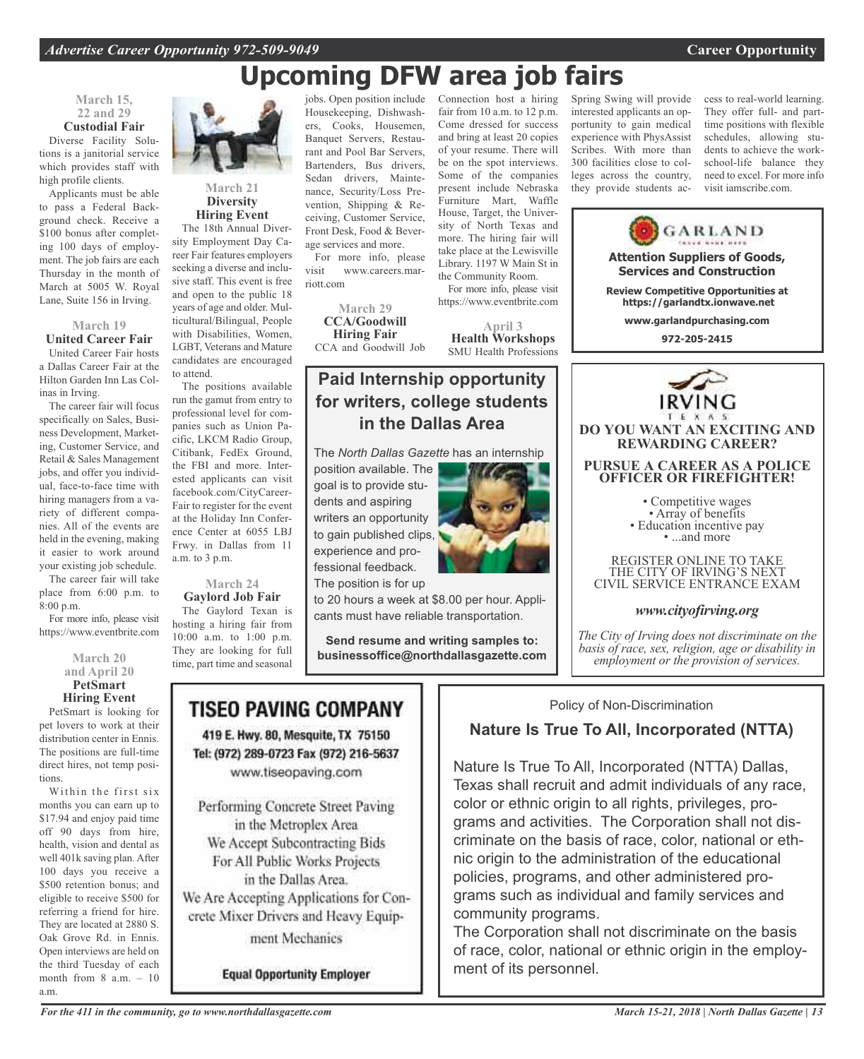# Upcoming DFW area job fairs

### March 15, 22 and 29
### Custodial Fair

Diverse Facility Solutions is a janitorial service which provides staff with high profile clients.

Applicants must be able to pass a Federal Background check. Receive a $100 bonus after completing 100 days of employment. The job fairs are each Thursday in the month of March at 5005 W. Royal Lane, Suite 156 in Irving.

### March 19
### United Career Fair

United Career Fair hosts a Dallas Career Fair at the Hilton Garden Inn Las Colinas in Irving.

The career fair will focus specifically on Sales, Business Development, Marketing, Customer Service, and Retail & Sales Management jobs, and offer you individual, face-to-face time with hiring managers from a variety of different companies. All of the events are held in the evening, making it easier to work around your existing job schedule.

The career fair will take place from 6:00 p.m. to 8:00 p.m.

For more info, please visit https://www.eventbrite.com

### March 20 and April 20
### PetSmart Hiring Event

PetSmart is looking for pet lovers to work at their distribution center in Ennis. The positions are full-time direct hires, not temp positions.

Within the first six months you can earn up to $17.94 and enjoy paid time off 90 days from hire, health, vision and dental as well 401k saving plan. After 100 days you receive a $500 retention bonus; and eligible to receive $500 for referring a friend for hire. They are located at 2880 S. Oak Grove Rd. in Ennis. Open interviews are held on the third Tuesday of each month from 8 a.m. – 10 a.m.

### March 21
### Diversity Hiring Event

The 18th Annual Diversity Employment Day Career Fair features employers seeking a diverse and inclusive staff. This event is free and open to the public 18 years of age and older. Multicultural/Bilingual, People with Disabilities, Women, LGBT, Veterans and Mature candidates are encouraged to attend.

The positions available run the gamut from entry to professional level for companies such as Union Pacific, LKCM Radio Group, Citibank, FedEx Ground, the FBI and more. Interested applicants can visit facebook.com/CityCareerFair to register for the event at the Holiday Inn Conference Center at 6055 LBJ Frwy. in Dallas from 11 a.m. to 3 p.m.

### March 24
### Gaylord Job Fair

The Gaylord Texan is hosting a hiring fair from 10:00 a.m. to 1:00 p.m. They are looking for full time, part time and seasonal jobs. Open position include Housekeeping, Dishwashers, Cooks, Housemen, Banquet Servers, Restaurant and Pool Bar Servers, Bartenders, Bus drivers, Sedan drivers, Maintenance, Security/Loss Prevention, Shipping & Receiving, Customer Service, Front Desk, Food & Beverage services and more.

For more info, please visit www.careers.marriott.com

### March 29
### CCA/Goodwill Hiring Fair

CCA and Goodwill Job Connection host a hiring fair from 10 a.m. to 12 p.m. Come dressed for success and bring at least 20 copies of your resume. There will be on the spot interviews. Some of the companies present include Nebraska Furniture Mart, Waffle House, Target, the University of North Texas and more. The hiring fair will take place at the Lewisville Library. 1197 W Main St in the Community Room.

For more info, please visit https://www.eventbrite.com

### April 3
### Health Workshops

SMU Health Professions Spring Swing will provide interested applicants an opportunity to gain medical experience with PhysAssist Scribes. With more than 300 facilities close to colleges across the country, they provide students access to real-world learning. They offer full- and part-time positions with flexible schedules, allowing students to achieve the work-school-life balance they need to excel. For more info visit iamscribe.com.

## Paid Internship opportunity for writers, college students in the Dallas Area

The *North Dallas Gazette* has an internship position available. The goal is to provide students and aspiring writers an opportunity to gain published clips, experience and professional feedback. The position is for up to 20 hours a week at $8.00 per hour. Applicants must have reliable transportation.

**Send resume and writing samples to: businessoffice@northdallasgazette.com**

---

**GARLAND**

**Attention Suppliers of Goods, Services and Construction**

**Review Competitive Opportunities at https://garlandtx.ionwave.net**

**www.garlandpurchasing.com**

**972-205-2415**

---

**IRVING TEXAS**

**DO YOU WANT AN EXCITING AND REWARDING CAREER?**

**PURSUE A CAREER AS A POLICE OFFICER OR FIREFIGHTER!**

- Competitive wages
- Array of benefits
- Education incentive pay
- ...and more

REGISTER ONLINE TO TAKE THE CITY OF IRVING'S NEXT CIVIL SERVICE ENTRANCE EXAM

***www.cityofirving.org***

*The City of Irving does not discriminate on the basis of race, sex, religion, age or disability in employment or the provision of services.*

---

**TISEO PAVING COMPANY**

419 E. Hwy. 80, Mesquite, TX 75150
Tel: (972) 289-0723 Fax (972) 216-5637
www.tiseopaving.com

Performing Concrete Street Paving in the Metroplex Area
We Accept Subcontracting Bids For All Public Works Projects in the Dallas Area.
We Are Accepting Applications for Concrete Mixer Drivers and Heavy Equipment Mechanics

**Equal Opportunity Employer**

---

Policy of Non-Discrimination

**Nature Is True To All, Incorporated (NTTA)**

Nature Is True To All, Incorporated (NTTA) Dallas, Texas shall recruit and admit individuals of any race, color or ethnic origin to all rights, privileges, programs and activities. The Corporation shall not discriminate on the basis of race, color, national or ethnic origin to the administration of the educational policies, programs, and other administered programs such as individual and family services and community programs.

The Corporation shall not discriminate on the basis of race, color, national or ethnic origin in the employment of its personnel.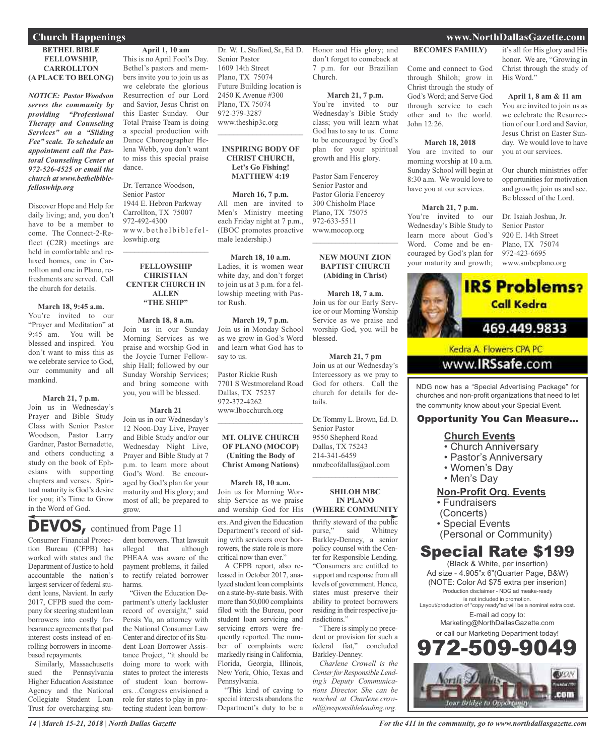## Church Happenings

### BETHEL BIBLE FELLOWSHIP, CARROLLTON (A PLACE TO BELONG)

***NOTICE: Pastor Woodson serves the community by providing "Professional Therapy and Counseling Services" on a "Sliding Fee" scale. To schedule an appointment call the Pastoral Counseling Center at 972-526-4525 or email the church at www.bethelbiblefelloswhip.org***

Discover Hope and Help for daily living; and, you don't have to be a member to come. The Connect-2-Reflect (C2R) meetings are held in comfortable and relaxed homes, one in Carrollton and one in Plano, refreshments are served. Call the church for details.

**March 18, 9:45 a.m.**
You're invited to our "Prayer and Meditation" at 9:45 am. You will be blessed and inspired. You don't want to miss this as we celebrate service to God, our community and all mankind.

**March 21, 7 p.m.**
Join us in Wednesday's Prayer and Bible Study Class with Senior Pastor Woodson, Pastor Larry Gardner, Pastor Bernadette, and others conducting a study on the book of Ephesians with supporting chapters and verses. Spiritual maturity is God's desire for you; it's Time to Grow in the Word of God.

**April 1, 10 am**
This is no April Fool's Day. Bethel's pastors and members invite you to join us as we celebrate the glorious Resurrection of our Lord and Savior, Jesus Christ on this Easter Sunday. Our Total Praise Team is doing a special production with Dance Choreographer Helena Webb, you don't want to miss this special praise dance.

Dr. Terrance Woodson,
Senior Pastor
1944 E. Hebron Parkway
Carrollton, TX 75007
972-492-4300
www.bethelbiblefelloswhip.org

### FELLOWSHIP CHRISTIAN CENTER CHURCH IN ALLEN "THE SHIP"

**March 18, 8 a.m.**
Join us in our Sunday Morning Services as we praise and worship God in the Joycie Turner Fellowship Hall; followed by our Sunday Worship Services; and bring someone with you, you will be blessed.

**March 21**
Join us in our Wednesday's 12 Noon-Day Live, Prayer and Bible Study and/or our Wednesday Night Live, Prayer and Bible Study at 7 p.m. to learn more about God's Word. Be encouraged by God's plan for your maturity and His glory; and most of all; be prepared to grow.

Dr. W. L. Stafford, Sr., Ed. D.
Senior Pastor
1609 14th Street
Plano, TX 75074
Future Building location is
2450 K Avenue #300
Plano, TX 75074
972-379-3287
www.theship3c.org

### INSPIRING BODY OF CHRIST CHURCH, Let's Go Fishing! MATTHEW 4:19

**March 16, 7 p.m.**
All men are invited to Men's Ministry meeting each Friday night at 7 p.m., (IBOC promotes proactive male leadership.)

**March 18, 10 a.m.**
Ladies, it is women wear white day, and don't forget to join us at 3 p.m. for a fellowship meeting with Pastor Rush.

**March 19, 7 p.m.**
Join us in Monday School as we grow in God's Word and learn what God has to say to us.

Pastor Rickie Rush
7701 S Westmoreland Road
Dallas, TX 75237
972-372-4262
www.Ibocchurch.org

### MT. OLIVE CHURCH OF PLANO (MOCOP) (Uniting the Body of Christ Among Nations)

**March 18, 10 a.m.**
Join us for Morning Worship Service as we praise and worship God for His Honor and His glory; and don't forget to comeback at 7 p.m. for our Brazilian Church.

**March 21, 7 p.m.**
You're invited to our Wednesday's Bible Study class; you will learn what God has to say to us. Come to be encouraged by God's plan for your spiritual growth and His glory.

Pastor Sam Fenceroy
Senior Pastor and
Pastor Gloria Fenceroy
300 Chisholm Place
Plano, TX 75075
972-633-5511
www.mocop.org

### NEW MOUNT ZION BAPTIST CHURCH (Abiding in Christ)

**March 18, 7 a.m.**
Join us for our Early Service or our Morning Worship Service as we praise and worship God, you will be blessed.

**March 21, 7 pm**
Join us at our Wednesday's Intercessory as we pray to God for others. Call the church for details for details.

Dr. Tommy L. Brown, Ed. D.
Senior Pastor
9550 Shepherd Road
Dallas, TX 75243
214-341-6459
nmzbcofdallas@aol.com

### SHILOH MBC IN PLANO (WHERE COMMUNITY BECOMES FAMILY)

Come and connect to God through Shiloh; grow in Christ through the study of God's Word; and Serve God through service to each other and to the world. John 12:26.

**March 18, 2018**
You are invited to our morning worship at 10 a.m. Sunday School will begin at 8:30 a.m. We would love to have you at our services.

**March 21, 7 p.m.**
You're invited to our Wednesday's Bible Study to learn more about God's Word. Come and be encouraged by God's plan for your maturity and growth; it's all for His glory and His honor. We are, "Growing in Christ through the study of His Word."

**April 1, 8 am & 11 am**
You are invited to join us as we celebrate the Resurrection of our Lord and Savior, Jesus Christ on Easter Sunday. We would love to have you at our services.

Our church ministries offer opportunities for motivation and growth; join us and see. Be blessed of the Lord.

Dr. Isaiah Joshua, Jr.
Senior Pastor
920 E. 14th Street
Plano, TX 75074
972-423-6695
www.smbcplano.org

---

**IRS Problems? Call Kedra**
469.449.9833
Kedra A. Flowers CPA PC
www.IRSsafe.com

---

NDG now has a "Special Advertising Package" for churches and non-profit organizations that need to let the community know about your Special Event.

**Opportunity You Can Measure...**

**Church Events**
- Church Anniversary
- Pastor's Anniversary
- Women's Day
- Men's Day

**Non-Profit Org. Events**
- Fundraisers (Concerts)
- Special Events (Personal or Community)

**Special Rate $199**
(Black & White, per insertion)
Ad size - 4.905"x 6"(Quarter Page, B&W)
(NOTE: Color Ad $75 extra per inserion)
Production disclaimer - NDG ad meake-ready is not included in promotion.
Layout/production of "copy ready"ad will be a nominal extra cost.
E-mail ad copy to:
Marketing@NorthDallasGazette.com
or call our Marketing Department today!
**972-509-9049**

---

## DEVOS, continued from Page 11

Consumer Financial Protection Bureau (CFPB) has worked with states and the Department of Justice to hold accountable the nation's largest servicer of federal student loans, Navient. In early 2017, CFPB sued the company for steering student loan borrowers into costly forbearance agreements that pad interest costs instead of enrolling borrowers in income-based repayments.

Similarly, Massachusetts sued the Pennsylvania Higher Education Assistance Agency and the National Collegiate Student Loan Trust for overcharging student borrowers. That lawsuit alleged that although PHEAA was aware of the payment problems, it failed to rectify related borrower harms.

"Given the Education Department's utterly lackluster record of oversight," said Persis Yu, an attorney with the National Consumer Law Center and director of its Student Loan Borrower Assistance Project, "it should be doing more to work with states to protect the interests of student loan borrowers…Congress envisioned a role for states to play in protecting student loan borrowers. And given the Education Department's record of siding with servicers over borrowers, the state role is more critical now than ever."

A CFPB report, also released in October 2017, analyzed student loan complaints on a state-by-state basis. With more than 50,000 complaints filed with the Bureau, poor student loan servicing and servicing errors were frequently reported. The number of complaints were markedly rising in California, Florida, Georgia, Illinois, New York, Ohio, Texas and Pennsylvania.

"This kind of caving to special interests abandons the Department's duty to be a thrifty steward of the public purse," said Whitney Barkley-Denney, a senior policy counsel with the Center for Responsible Lending. "Consumers are entitled to support and response from all levels of government. Hence, states must preserve their ability to protect borrowers residing in their respective jurisdictions."

"There is simply no precedent or provision for such a federal fiat," concluded Barkley-Denney.

*Charlene Crowell is the Center for Responsible Lending's Deputy Communications Director. She can be reached at Charlene.crowell@responsiblelending.org.*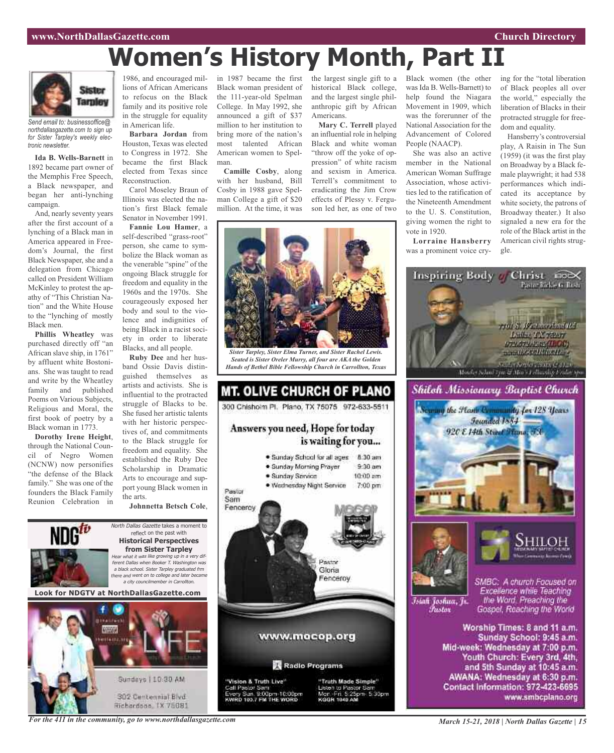# Women's History Month, Part II

Sister Tarpley

*Send email to: businessoffice@northdallasgazette.com to sign up for Sister Tarpley's weekly electronic newsletter.*

**Ida B. Wells-Barnett** in 1892 became part owner of the Memphis Free Speech, a Black newspaper, and began her anti-lynching campaign.

And, nearly seventy years after the first account of a lynching of a Black man in America appeared in Freedom's Journal, the first Black Newspaper, she and a delegation from Chicago called on President William McKinley to protest the apathy of "This Christian Nation" and the White House to the "lynching of mostly Black men.

**Phillis Wheatley** was purchased directly off "an African slave ship, in 1761" by affluent white Bostonians. She was taught to read and write by the Wheatley family and published Poems on Various Subjects, Religious and Moral, the first book of poetry by a Black woman in 1773.

**Dorothy Irene Height**, through the National Council of Negro Women (NCNW) now personifies "the defense of the Black family." She was one of the founders the Black Family Reunion Celebration in 1986, and encouraged millions of African Americans to refocus on the Black family and its positive role in the struggle for equality in American life.

**Barbara Jordan** from Houston, Texas was elected to Congress in 1972. She became the first Black elected from Texas since Reconstruction.

Carol Moseley Braun of Illinois was elected the nation's first Black female Senator in November 1991.

**Fannie Lou Hamer**, a self-described "grass-root" person, she came to symbolize the Black woman as the venerable "spine" of the ongoing Black struggle for freedom and equality in the 1960s and the 1970s. She courageously exposed her body and soul to the violence and indignities of being Black in a racist society in order to liberate Blacks, and all people.

**Ruby Dee** and her husband Ossie Davis distinguished themselves as artists and activists. She is influential to the protracted struggle of Blacks to be. She fused her artistic talents with her historic perspectives of, and commitments to the Black struggle for freedom and equality. She established the Ruby Dee Scholarship in Dramatic Arts to encourage and support young Black women in the arts.

**Johnnetta Betsch Cole**, in 1987 became the first Black woman president of the 111-year-old Spelman College. In May 1992, she announced a gift of $37 million to her institution to bring more of the nation's most talented African American women to Spelman.

**Camille Cosby**, along with her husband, Bill Cosby in 1988 gave Spelman College a gift of $20 million. At the time, it was the largest single gift to a historical Black college, and the largest single philanthropic gift by African Americans.

**Mary C. Terrell** played an influential role in helping Black and white woman "throw off the yoke of oppression" of white racism and sexism in America. Terrell's commitment to eradicating the Jim Crow effects of Plessy v. Ferguson led her, as one of two Black women (the other was Ida B. Wells-Barnett) to help found the Niagara Movement in 1909, which was the forerunner of the National Association for the Advancement of Colored People (NAACP).

She was also an active member in the National American Woman Suffrage Association, whose activities led to the ratification of the Nineteenth Amendment to the U. S. Constitution, giving women the right to vote in 1920.

**Lorraine Hansberry** was a prominent voice crying for the "total liberation of Black peoples all over the world," especially the liberation of Blacks in their protracted struggle for freedom and equality.

Hansberry's controversial play, A Raisin in The Sun (1959) (it was the first play on Broadway by a Black female playwright; it had 538 performances which indicated its acceptance by white society, the patrons of Broadway theater.) It also signaled a new era for the role of the Black artist in the American civil rights struggle.

*Sister Tarpley, Sister Elma Turner, and Sister Rachel Lewis. Seated is Sister Oreler Murry, all four are AKA the Golden Hands of Bethel Bible Fellowship Church in Carrollton, Texas*

*North Dallas Gazette* takes a moment to reflect on the past with **Historical Perspectives from Sister Tarpley**

*Hear what it was like growing up in a very different Dallas when Booker T. Washington was a black school. Sister Tarpley graduated frm there and went on to college and later became a city councilmember in Carrollton.*

**Look for NDGTV at NorthDallasGazette.com**

LIFE
Sundays | 10:30 AM
302 Centennial Blvd
Richardson, TX 75081

## MT. OLIVE CHURCH OF PLANO

300 Chisholm Pl. Plano, TX 75075 972-633-5511

**Answers you need, Hope for today is waiting for you...**

- Sunday School for all ages 8:30 am
- Sunday Morning Prayer 9:30 am
- Sunday Service 10:00 am
- Wednesday Night Service 7:00 pm

Pastor Sam Fenceroy

Pastor Gloria Fenceroy

www.mocop.org

Radio Programs

"Vision & Truth Live" Call Pastor Sam Every Sun. 9:00pm-10:00pm KWRD 100.7 FM THE WORD

"Truth Made Simple" Listen to Pastor Sam Mon.-Fri. 5:25pm- 5:30pm KGGR 1040 AM

## Inspiring Body of Christ

Pastor Rickie G. Rush

7701 S. Westmoreland Rd
Dallas TX 75237
972.372.4262 (IBOC)
www.IBOCChurch.org

## Shiloh Missionary Baptist Church

Serving the Plano Community for 128 Years
Founded 1884
920 E 14th Street Plano, TX

SHILOH MISSIONARY BAPTIST CHURCH

Isiah Joshua, Jr. Pastor

SMBC: A church Focused on Excellence while Teaching the Word, Preaching the Gospel, Reaching the World

Worship Times: 8 and 11 a.m.
Sunday School: 9:45 a.m.
Mid-week: Wednesday at 7:00 p.m.
Youth Church: Every 3rd, 4th, and 5th Sunday at 10:45 a.m.
AWANA: Wednesday at 6:30 p.m.
Contact Information: 972-423-6695
www.smbcplano.org

*For the 411 in the community, go to www.northdallasgazette.com*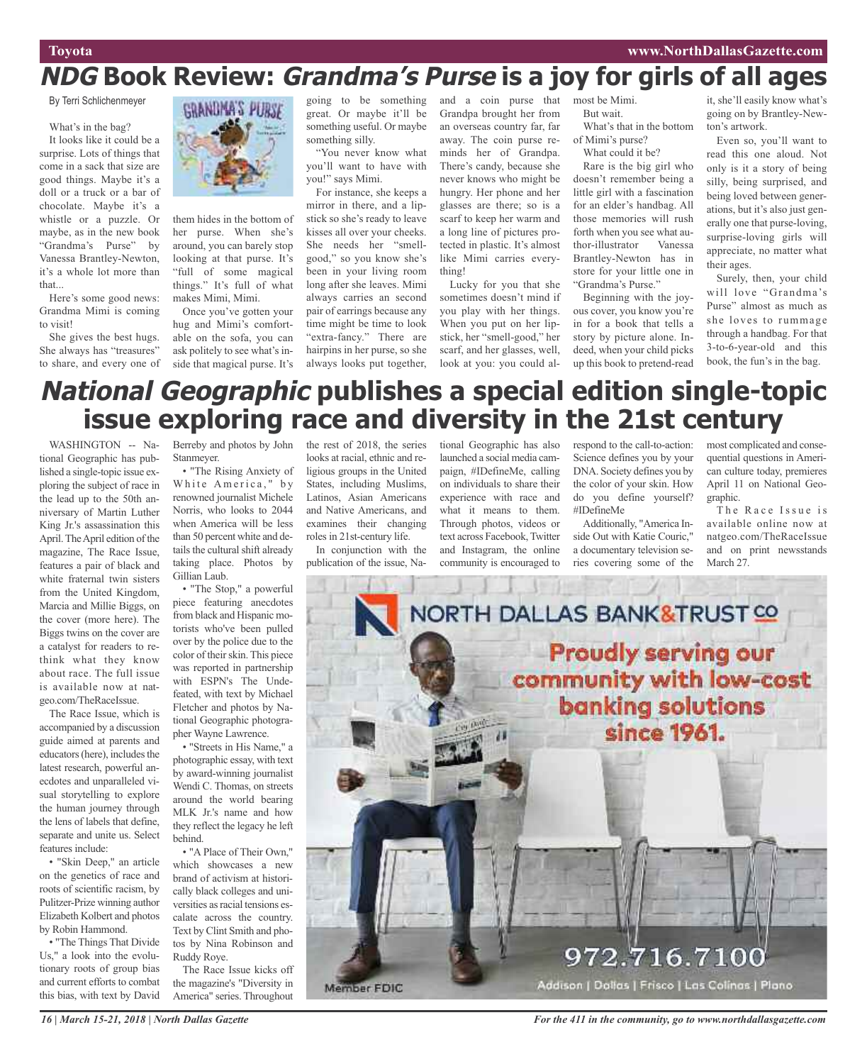# *NDG* Book Review: *Grandma's Purse* is a joy for girls of all ages

By Terri Schlichenmeyer

What's in the bag?

It looks like it could be a surprise. Lots of things that come in a sack that size are good things. Maybe it's a doll or a truck or a bar of chocolate. Maybe it's a whistle or a puzzle. Or maybe, as in the new book "Grandma's Purse" by Vanessa Brantley-Newton, it's a whole lot more than that...

Here's some good news: Grandma Mimi is coming to visit!

She gives the best hugs. She always has "treasures" to share, and every one of them hides in the bottom of her purse. When she's around, you can barely stop looking at that purse. It's "full of some magical things." It's full of what makes Mimi, Mimi.

Once you've gotten your hug and Mimi's comfortable on the sofa, you can ask politely to see what's inside that magical purse. It's going to be something great. Or maybe it'll be something useful. Or maybe something silly.

"You never know what you'll want to have with you!" says Mimi.

For instance, she keeps a mirror in there, and a lipstick so she's ready to leave kisses all over your cheeks. She needs her "smell-good," so you know she's been in your living room long after she leaves. Mimi always carries an second pair of earrings because any time might be time to look "extra-fancy." There are hairpins in her purse, so she always looks put together, and a coin purse that Grandpa brought her from an overseas country far, far away. The coin purse reminds her of Grandpa. There's candy, because she never knows who might be hungry. Her phone and her glasses are there; so is a scarf to keep her warm and a long line of pictures protected in plastic. It's almost like Mimi carries everything!

Lucky for you that she sometimes doesn't mind if you play with her things. When you put on her lipstick, her "smell-good," her scarf, and her glasses, well, look at you: you could almost be Mimi.

But wait.

What's that in the bottom of Mimi's purse?

What could it be?

Rare is the big girl who doesn't remember being a little girl with a fascination for an elder's handbag. All those memories will rush forth when you see what author-illustrator Vanessa Brantley-Newton has in store for your little one in "Grandma's Purse."

Beginning with the joyous cover, you know you're in for a book that tells a story by picture alone. Indeed, when your child picks up this book to pretend-read it, she'll easily know what's going on by Brantley-Newton's artwork.

Even so, you'll want to read this one aloud. Not only is it a story of being silly, being surprised, and being loved between generations, but it's also just generally one that purse-loving, surprise-loving girls will appreciate, no matter what their ages.

Surely, then, your child will love "Grandma's Purse" almost as much as she loves to rummage through a handbag. For that 3-to-6-year-old and this book, the fun's in the bag.

# *National Geographic* publishes a special edition single-topic issue exploring race and diversity in the 21st century

WASHINGTON -- National Geographic has published a single-topic issue exploring the subject of race in the lead up to the 50th anniversary of Martin Luther King Jr.'s assassination this April. The April edition of the magazine, The Race Issue, features a pair of black and white fraternal twin sisters from the United Kingdom, Marcia and Millie Biggs, on the cover (more here). The Biggs twins on the cover are a catalyst for readers to rethink what they know about race. The full issue is available now at natgeo.com/TheRaceIssue.

The Race Issue, which is accompanied by a discussion guide aimed at parents and educators (here), includes the latest research, powerful anecdotes and unparalleled visual storytelling to explore the human journey through the lens of labels that define, separate and unite us. Select features include:

- "Skin Deep," an article on the genetics of race and roots of scientific racism, by Pulitzer-Prize winning author Elizabeth Kolbert and photos by Robin Hammond.
- "The Things That Divide Us," a look into the evolutionary roots of group bias and current efforts to combat this bias, with text by David Berreby and photos by John Stanmeyer.
- "The Rising Anxiety of White America," by renowned journalist Michele Norris, who looks to 2044 when America will be less than 50 percent white and details the cultural shift already taking place. Photos by Gillian Laub.
- "The Stop," a powerful piece featuring anecdotes from black and Hispanic motorists who've been pulled over by the police due to the color of their skin. This piece was reported in partnership with ESPN's The Undefeated, with text by Michael Fletcher and photos by National Geographic photographer Wayne Lawrence.
- "Streets in His Name," a photographic essay, with text by award-winning journalist Wendi C. Thomas, on streets around the world bearing MLK Jr.'s name and how they reflect the legacy he left behind.
- "A Place of Their Own," which showcases a new brand of activism at historically black colleges and universities as racial tensions escalate across the country. Text by Clint Smith and photos by Nina Robinson and Ruddy Roye.

The Race Issue kicks off the magazine's "Diversity in America" series. Throughout the rest of 2018, the series looks at racial, ethnic and religious groups in the United States, including Muslims, Latinos, Asian Americans and Native Americans, and examines their changing roles in 21st-century life.

In conjunction with the publication of the issue, National Geographic has also launched a social media campaign, #IDefineMe, calling on individuals to share their experience with race and what it means to them. Through photos, videos or text across Facebook, Twitter and Instagram, the online community is encouraged to respond to the call-to-action: Science defines you by your DNA. Society defines you by the color of your skin. How do you define yourself? #IDefineMe

Additionally, "America Inside Out with Katie Couric," a documentary television series covering some of the most complicated and consequential questions in American culture today, premieres April 11 on National Geographic.

The Race Issue is available online now at natgeo.com/TheRaceIssue and on print newsstands March 27.

NORTH DALLAS BANK&TRUST CO

Proudly serving our community with low-cost banking solutions since 1961.

972.716.7100

Member FDIC

Addison | Dallas | Frisco | Las Colinas | Plano